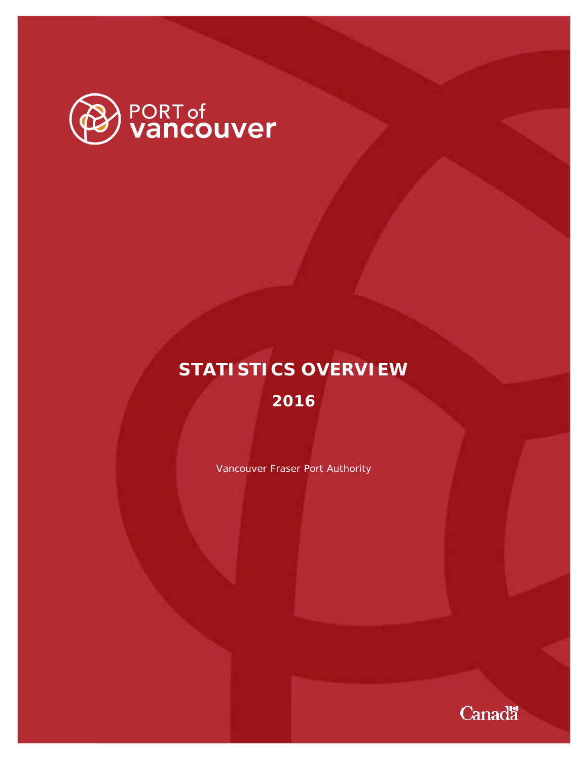PORT of vancouver

# STATISTICS OVERVIEW

## 2016

Vancouver Fraser Port Authority

Canada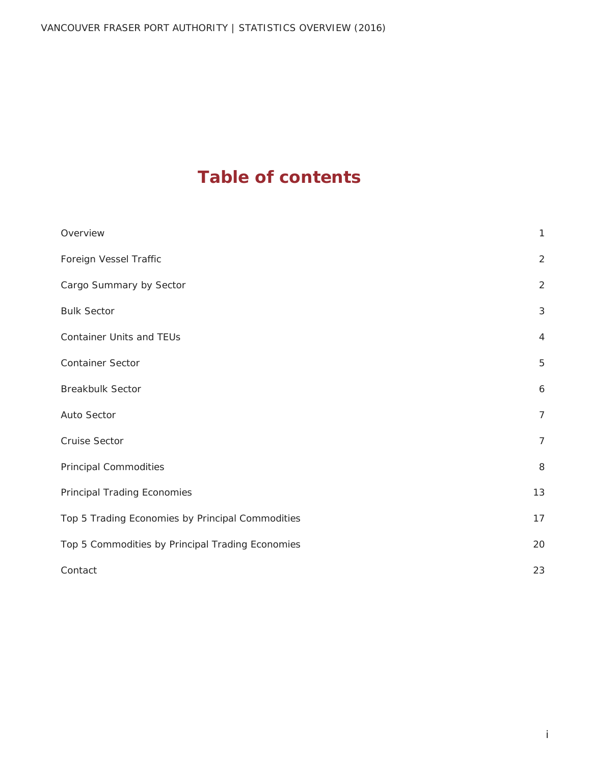# Table of contents

| | |
|---|---|
| Overview | 1 |
| Foreign Vessel Traffic | 2 |
| Cargo Summary by Sector | 2 |
| Bulk Sector | 3 |
| Container Units and TEUs | 4 |
| Container Sector | 5 |
| Breakbulk Sector | 6 |
| Auto Sector | 7 |
| Cruise Sector | 7 |
| Principal Commodities | 8 |
| Principal Trading Economies | 13 |
| Top 5 Trading Economies by Principal Commodities | 17 |
| Top 5 Commodities by Principal Trading Economies | 20 |
| Contact | 23 |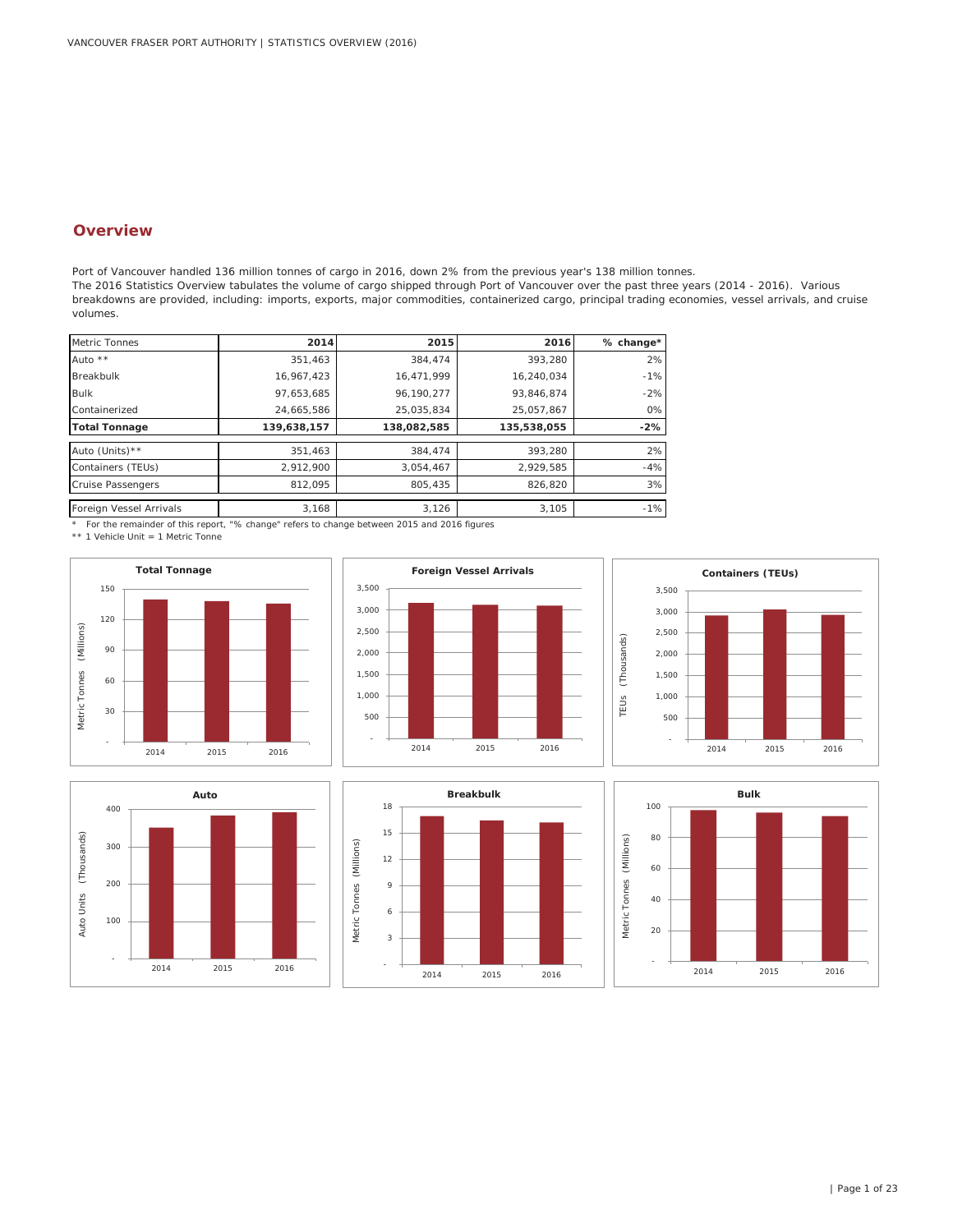## Overview

Port of Vancouver handled 136 million tonnes of cargo in 2016, down 2% from the previous year's 138 million tonnes.
The 2016 Statistics Overview tabulates the volume of cargo shipped through Port of Vancouver over the past three years (2014 - 2016). Various breakdowns are provided, including: imports, exports, major commodities, containerized cargo, principal trading economies, vessel arrivals, and cruise volumes.

| Metric Tonnes | 2014 | 2015 | 2016 | % change* |
|---|---|---|---|---|
| Auto ** | 351,463 | 384,474 | 393,280 | 2% |
| Breakbulk | 16,967,423 | 16,471,999 | 16,240,034 | -1% |
| Bulk | 97,653,685 | 96,190,277 | 93,846,874 | -2% |
| Containerized | 24,665,586 | 25,035,834 | 25,057,867 | 0% |
| **Total Tonnage** | **139,638,157** | **138,082,585** | **135,538,055** | **-2%** |
| | | | | |
| Auto (Units)** | 351,463 | 384,474 | 393,280 | 2% |
| Containers (TEUs) | 2,912,900 | 3,054,467 | 2,929,585 | -4% |
| Cruise Passengers | 812,095 | 805,435 | 826,820 | 3% |
| | | | | |
| Foreign Vessel Arrivals | 3,168 | 3,126 | 3,105 | -1% |

\* For the remainder of this report, "% change" refers to change between 2015 and 2016 figures

** 1 Vehicle Unit = 1 Metric Tonne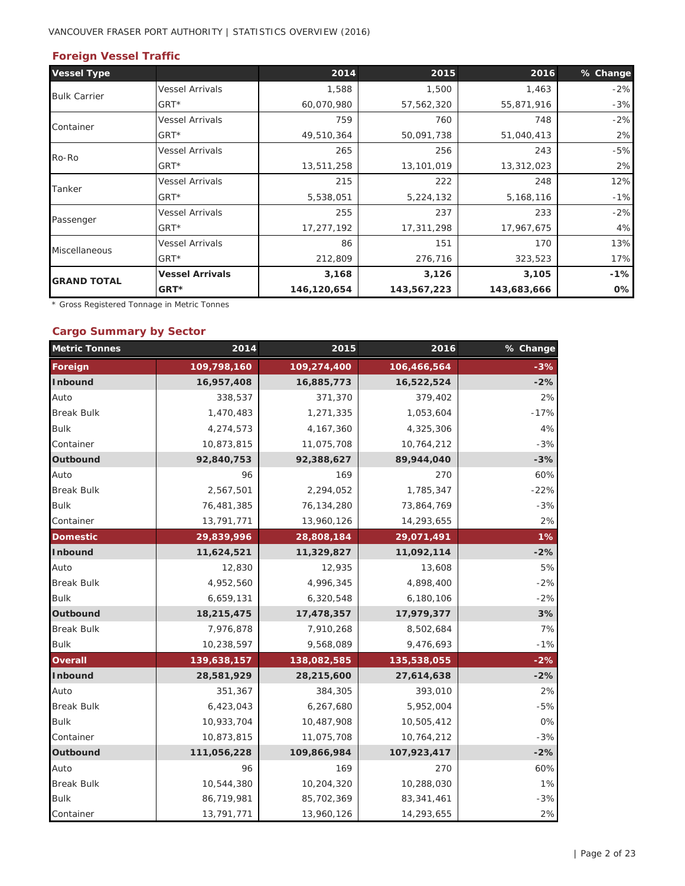## Foreign Vessel Traffic

| Vessel Type | | 2014 | 2015 | 2016 | % Change |
|---|---|---|---|---|---|
| Bulk Carrier | Vessel Arrivals | 1,588 | 1,500 | 1,463 | -2% |
| | GRT* | 60,070,980 | 57,562,320 | 55,871,916 | -3% |
| Container | Vessel Arrivals | 759 | 760 | 748 | -2% |
| | GRT* | 49,510,364 | 50,091,738 | 51,040,413 | 2% |
| Ro-Ro | Vessel Arrivals | 265 | 256 | 243 | -5% |
| | GRT* | 13,511,258 | 13,101,019 | 13,312,023 | 2% |
| Tanker | Vessel Arrivals | 215 | 222 | 248 | 12% |
| | GRT* | 5,538,051 | 5,224,132 | 5,168,116 | -1% |
| Passenger | Vessel Arrivals | 255 | 237 | 233 | -2% |
| | GRT* | 17,277,192 | 17,311,298 | 17,967,675 | 4% |
| Miscellaneous | Vessel Arrivals | 86 | 151 | 170 | 13% |
| | GRT* | 212,809 | 276,716 | 323,523 | 17% |
| **GRAND TOTAL** | **Vessel Arrivals** | **3,168** | **3,126** | **3,105** | **-1%** |
| | **GRT*** | **146,120,654** | **143,567,223** | **143,683,666** | **0%** |

* Gross Registered Tonnage in Metric Tonnes

## Cargo Summary by Sector

| Metric Tonnes | 2014 | 2015 | 2016 | % Change |
|---|---|---|---|---|
| **Foreign** | **109,798,160** | **109,274,400** | **106,466,564** | **-3%** |
| **Inbound** | **16,957,408** | **16,885,773** | **16,522,524** | **-2%** |
| Auto | 338,537 | 371,370 | 379,402 | 2% |
| Break Bulk | 1,470,483 | 1,271,335 | 1,053,604 | -17% |
| Bulk | 4,274,573 | 4,167,360 | 4,325,306 | 4% |
| Container | 10,873,815 | 11,075,708 | 10,764,212 | -3% |
| **Outbound** | **92,840,753** | **92,388,627** | **89,944,040** | **-3%** |
| Auto | 96 | 169 | 270 | 60% |
| Break Bulk | 2,567,501 | 2,294,052 | 1,785,347 | -22% |
| Bulk | 76,481,385 | 76,134,280 | 73,864,769 | -3% |
| Container | 13,791,771 | 13,960,126 | 14,293,655 | 2% |
| **Domestic** | **29,839,996** | **28,808,184** | **29,071,491** | **1%** |
| **Inbound** | **11,624,521** | **11,329,827** | **11,092,114** | **-2%** |
| Auto | 12,830 | 12,935 | 13,608 | 5% |
| Break Bulk | 4,952,560 | 4,996,345 | 4,898,400 | -2% |
| Bulk | 6,659,131 | 6,320,548 | 6,180,106 | -2% |
| **Outbound** | **18,215,475** | **17,478,357** | **17,979,377** | **3%** |
| Break Bulk | 7,976,878 | 7,910,268 | 8,502,684 | 7% |
| Bulk | 10,238,597 | 9,568,089 | 9,476,693 | -1% |
| **Overall** | **139,638,157** | **138,082,585** | **135,538,055** | **-2%** |
| **Inbound** | **28,581,929** | **28,215,600** | **27,614,638** | **-2%** |
| Auto | 351,367 | 384,305 | 393,010 | 2% |
| Break Bulk | 6,423,043 | 6,267,680 | 5,952,004 | -5% |
| Bulk | 10,933,704 | 10,487,908 | 10,505,412 | 0% |
| Container | 10,873,815 | 11,075,708 | 10,764,212 | -3% |
| **Outbound** | **111,056,228** | **109,866,984** | **107,923,417** | **-2%** |
| Auto | 96 | 169 | 270 | 60% |
| Break Bulk | 10,544,380 | 10,204,320 | 10,288,030 | 1% |
| Bulk | 86,719,981 | 85,702,369 | 83,341,461 | -3% |
| Container | 13,791,771 | 13,960,126 | 14,293,655 | 2% |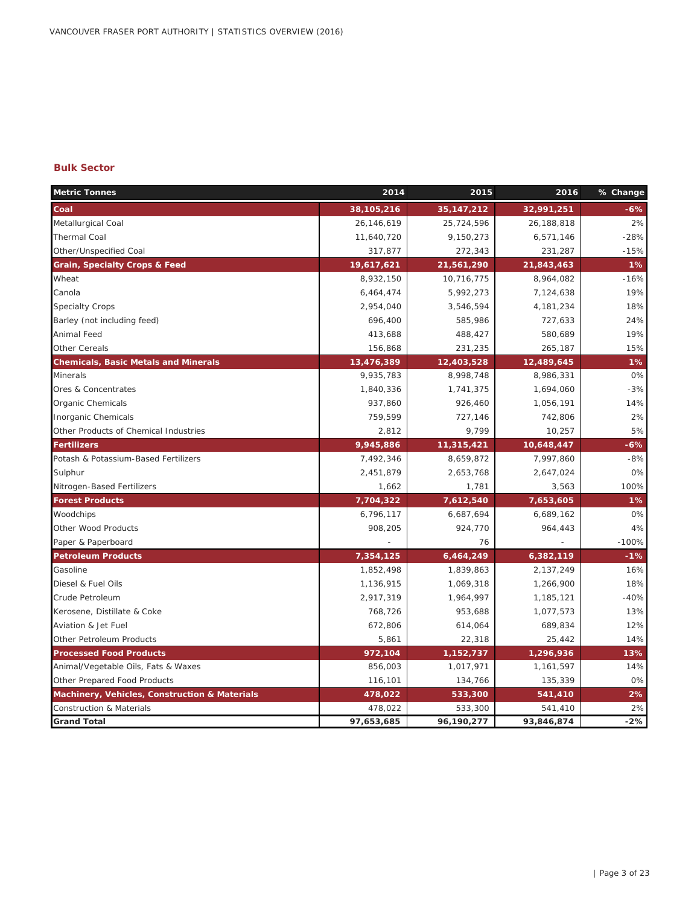## Bulk Sector

| Metric Tonnes | 2014 | 2015 | 2016 | % Change |
|---|---|---|---|---|
| **Coal** | **38,105,216** | **35,147,212** | **32,991,251** | **-6%** |
| Metallurgical Coal | 26,146,619 | 25,724,596 | 26,188,818 | 2% |
| Thermal Coal | 11,640,720 | 9,150,273 | 6,571,146 | -28% |
| Other/Unspecified Coal | 317,877 | 272,343 | 231,287 | -15% |
| **Grain, Specialty Crops & Feed** | **19,617,621** | **21,561,290** | **21,843,463** | **1%** |
| Wheat | 8,932,150 | 10,716,775 | 8,964,082 | -16% |
| Canola | 6,464,474 | 5,992,273 | 7,124,638 | 19% |
| Specialty Crops | 2,954,040 | 3,546,594 | 4,181,234 | 18% |
| Barley (not including feed) | 696,400 | 585,986 | 727,633 | 24% |
| Animal Feed | 413,688 | 488,427 | 580,689 | 19% |
| Other Cereals | 156,868 | 231,235 | 265,187 | 15% |
| **Chemicals, Basic Metals and Minerals** | **13,476,389** | **12,403,528** | **12,489,645** | **1%** |
| Minerals | 9,935,783 | 8,998,748 | 8,986,331 | 0% |
| Ores & Concentrates | 1,840,336 | 1,741,375 | 1,694,060 | -3% |
| Organic Chemicals | 937,860 | 926,460 | 1,056,191 | 14% |
| Inorganic Chemicals | 759,599 | 727,146 | 742,806 | 2% |
| Other Products of Chemical Industries | 2,812 | 9,799 | 10,257 | 5% |
| **Fertilizers** | **9,945,886** | **11,315,421** | **10,648,447** | **-6%** |
| Potash & Potassium-Based Fertilizers | 7,492,346 | 8,659,872 | 7,997,860 | -8% |
| Sulphur | 2,451,879 | 2,653,768 | 2,647,024 | 0% |
| Nitrogen-Based Fertilizers | 1,662 | 1,781 | 3,563 | 100% |
| **Forest Products** | **7,704,322** | **7,612,540** | **7,653,605** | **1%** |
| Woodchips | 6,796,117 | 6,687,694 | 6,689,162 | 0% |
| Other Wood Products | 908,205 | 924,770 | 964,443 | 4% |
| Paper & Paperboard | - | 76 | - | -100% |
| **Petroleum Products** | **7,354,125** | **6,464,249** | **6,382,119** | **-1%** |
| Gasoline | 1,852,498 | 1,839,863 | 2,137,249 | 16% |
| Diesel & Fuel Oils | 1,136,915 | 1,069,318 | 1,266,900 | 18% |
| Crude Petroleum | 2,917,319 | 1,964,997 | 1,185,121 | -40% |
| Kerosene, Distillate & Coke | 768,726 | 953,688 | 1,077,573 | 13% |
| Aviation & Jet Fuel | 672,806 | 614,064 | 689,834 | 12% |
| Other Petroleum Products | 5,861 | 22,318 | 25,442 | 14% |
| **Processed Food Products** | **972,104** | **1,152,737** | **1,296,936** | **13%** |
| Animal/Vegetable Oils, Fats & Waxes | 856,003 | 1,017,971 | 1,161,597 | 14% |
| Other Prepared Food Products | 116,101 | 134,766 | 135,339 | 0% |
| **Machinery, Vehicles, Construction & Materials** | **478,022** | **533,300** | **541,410** | **2%** |
| Construction & Materials | 478,022 | 533,300 | 541,410 | 2% |
| **Grand Total** | **97,653,685** | **96,190,277** | **93,846,874** | **-2%** |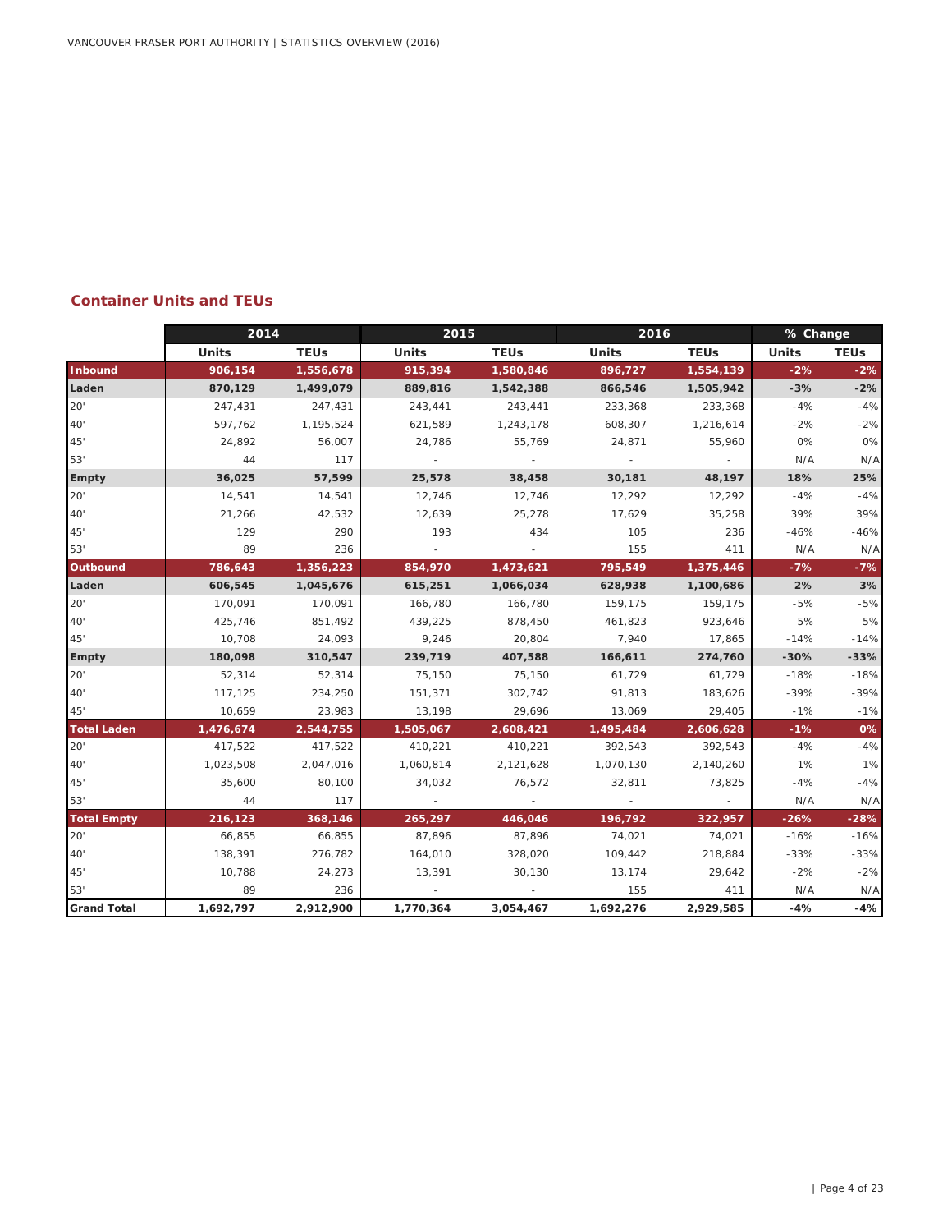## Container Units and TEUs

| | 2014 | | 2015 | | 2016 | | % Change | |
|---|---|---|---|---|---|---|---|---|
| | Units | TEUs | Units | TEUs | Units | TEUs | Units | TEUs |
| **Inbound** | **906,154** | **1,556,678** | **915,394** | **1,580,846** | **896,727** | **1,554,139** | **-2%** | **-2%** |
| **Laden** | **870,129** | **1,499,079** | **889,816** | **1,542,388** | **866,546** | **1,505,942** | **-3%** | **-2%** |
| 20' | 247,431 | 247,431 | 243,441 | 243,441 | 233,368 | 233,368 | -4% | -4% |
| 40' | 597,762 | 1,195,524 | 621,589 | 1,243,178 | 608,307 | 1,216,614 | -2% | -2% |
| 45' | 24,892 | 56,007 | 24,786 | 55,769 | 24,871 | 55,960 | 0% | 0% |
| 53' | 44 | 117 | - | - | - | - | N/A | N/A |
| **Empty** | **36,025** | **57,599** | **25,578** | **38,458** | **30,181** | **48,197** | **18%** | **25%** |
| 20' | 14,541 | 14,541 | 12,746 | 12,746 | 12,292 | 12,292 | -4% | -4% |
| 40' | 21,266 | 42,532 | 12,639 | 25,278 | 17,629 | 35,258 | 39% | 39% |
| 45' | 129 | 290 | 193 | 434 | 105 | 236 | -46% | -46% |
| 53' | 89 | 236 | - | - | 155 | 411 | N/A | N/A |
| **Outbound** | **786,643** | **1,356,223** | **854,970** | **1,473,621** | **795,549** | **1,375,446** | **-7%** | **-7%** |
| **Laden** | **606,545** | **1,045,676** | **615,251** | **1,066,034** | **628,938** | **1,100,686** | **2%** | **3%** |
| 20' | 170,091 | 170,091 | 166,780 | 166,780 | 159,175 | 159,175 | -5% | -5% |
| 40' | 425,746 | 851,492 | 439,225 | 878,450 | 461,823 | 923,646 | 5% | 5% |
| 45' | 10,708 | 24,093 | 9,246 | 20,804 | 7,940 | 17,865 | -14% | -14% |
| **Empty** | **180,098** | **310,547** | **239,719** | **407,588** | **166,611** | **274,760** | **-30%** | **-33%** |
| 20' | 52,314 | 52,314 | 75,150 | 75,150 | 61,729 | 61,729 | -18% | -18% |
| 40' | 117,125 | 234,250 | 151,371 | 302,742 | 91,813 | 183,626 | -39% | -39% |
| 45' | 10,659 | 23,983 | 13,198 | 29,696 | 13,069 | 29,405 | -1% | -1% |
| **Total Laden** | **1,476,674** | **2,544,755** | **1,505,067** | **2,608,421** | **1,495,484** | **2,606,628** | **-1%** | **0%** |
| 20' | 417,522 | 417,522 | 410,221 | 410,221 | 392,543 | 392,543 | -4% | -4% |
| 40' | 1,023,508 | 2,047,016 | 1,060,814 | 2,121,628 | 1,070,130 | 2,140,260 | 1% | 1% |
| 45' | 35,600 | 80,100 | 34,032 | 76,572 | 32,811 | 73,825 | -4% | -4% |
| 53' | 44 | 117 | - | - | - | - | N/A | N/A |
| **Total Empty** | **216,123** | **368,146** | **265,297** | **446,046** | **196,792** | **322,957** | **-26%** | **-28%** |
| 20' | 66,855 | 66,855 | 87,896 | 87,896 | 74,021 | 74,021 | -16% | -16% |
| 40' | 138,391 | 276,782 | 164,010 | 328,020 | 109,442 | 218,884 | -33% | -33% |
| 45' | 10,788 | 24,273 | 13,391 | 30,130 | 13,174 | 29,642 | -2% | -2% |
| 53' | 89 | 236 | - | - | 155 | 411 | N/A | N/A |
| **Grand Total** | **1,692,797** | **2,912,900** | **1,770,364** | **3,054,467** | **1,692,276** | **2,929,585** | **-4%** | **-4%** |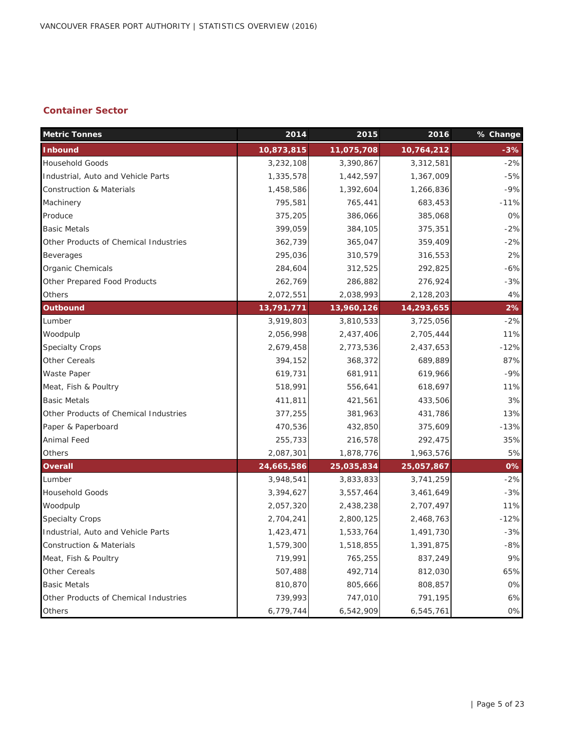## Container Sector

| Metric Tonnes | 2014 | 2015 | 2016 | % Change |
|---|---|---|---|---|
| **Inbound** | **10,873,815** | **11,075,708** | **10,764,212** | **-3%** |
| Household Goods | 3,232,108 | 3,390,867 | 3,312,581 | -2% |
| Industrial, Auto and Vehicle Parts | 1,335,578 | 1,442,597 | 1,367,009 | -5% |
| Construction & Materials | 1,458,586 | 1,392,604 | 1,266,836 | -9% |
| Machinery | 795,581 | 765,441 | 683,453 | -11% |
| Produce | 375,205 | 386,066 | 385,068 | 0% |
| Basic Metals | 399,059 | 384,105 | 375,351 | -2% |
| Other Products of Chemical Industries | 362,739 | 365,047 | 359,409 | -2% |
| Beverages | 295,036 | 310,579 | 316,553 | 2% |
| Organic Chemicals | 284,604 | 312,525 | 292,825 | -6% |
| Other Prepared Food Products | 262,769 | 286,882 | 276,924 | -3% |
| Others | 2,072,551 | 2,038,993 | 2,128,203 | 4% |
| **Outbound** | **13,791,771** | **13,960,126** | **14,293,655** | **2%** |
| Lumber | 3,919,803 | 3,810,533 | 3,725,056 | -2% |
| Woodpulp | 2,056,998 | 2,437,406 | 2,705,444 | 11% |
| Specialty Crops | 2,679,458 | 2,773,536 | 2,437,653 | -12% |
| Other Cereals | 394,152 | 368,372 | 689,889 | 87% |
| Waste Paper | 619,731 | 681,911 | 619,966 | -9% |
| Meat, Fish & Poultry | 518,991 | 556,641 | 618,697 | 11% |
| Basic Metals | 411,811 | 421,561 | 433,506 | 3% |
| Other Products of Chemical Industries | 377,255 | 381,963 | 431,786 | 13% |
| Paper & Paperboard | 470,536 | 432,850 | 375,609 | -13% |
| Animal Feed | 255,733 | 216,578 | 292,475 | 35% |
| Others | 2,087,301 | 1,878,776 | 1,963,576 | 5% |
| **Overall** | **24,665,586** | **25,035,834** | **25,057,867** | **0%** |
| Lumber | 3,948,541 | 3,833,833 | 3,741,259 | -2% |
| Household Goods | 3,394,627 | 3,557,464 | 3,461,649 | -3% |
| Woodpulp | 2,057,320 | 2,438,238 | 2,707,497 | 11% |
| Specialty Crops | 2,704,241 | 2,800,125 | 2,468,763 | -12% |
| Industrial, Auto and Vehicle Parts | 1,423,471 | 1,533,764 | 1,491,730 | -3% |
| Construction & Materials | 1,579,300 | 1,518,855 | 1,391,875 | -8% |
| Meat, Fish & Poultry | 719,991 | 765,255 | 837,249 | 9% |
| Other Cereals | 507,488 | 492,714 | 812,030 | 65% |
| Basic Metals | 810,870 | 805,666 | 808,857 | 0% |
| Other Products of Chemical Industries | 739,993 | 747,010 | 791,195 | 6% |
| Others | 6,779,744 | 6,542,909 | 6,545,761 | 0% |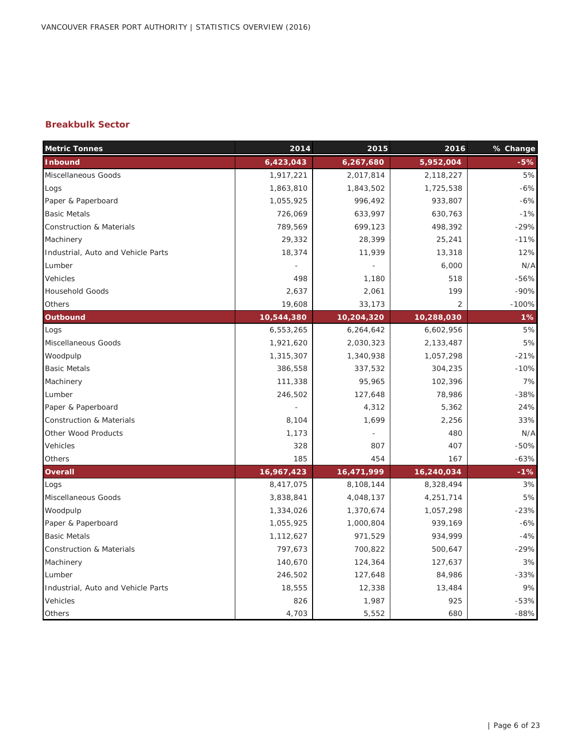## Breakbulk Sector

| Metric Tonnes | 2014 | 2015 | 2016 | % Change |
|---|---|---|---|---|
| **Inbound** | **6,423,043** | **6,267,680** | **5,952,004** | **-5%** |
| Miscellaneous Goods | 1,917,221 | 2,017,814 | 2,118,227 | 5% |
| Logs | 1,863,810 | 1,843,502 | 1,725,538 | -6% |
| Paper & Paperboard | 1,055,925 | 996,492 | 933,807 | -6% |
| Basic Metals | 726,069 | 633,997 | 630,763 | -1% |
| Construction & Materials | 789,569 | 699,123 | 498,392 | -29% |
| Machinery | 29,332 | 28,399 | 25,241 | -11% |
| Industrial, Auto and Vehicle Parts | 18,374 | 11,939 | 13,318 | 12% |
| Lumber | - | - | 6,000 | N/A |
| Vehicles | 498 | 1,180 | 518 | -56% |
| Household Goods | 2,637 | 2,061 | 199 | -90% |
| Others | 19,608 | 33,173 | 2 | -100% |
| **Outbound** | **10,544,380** | **10,204,320** | **10,288,030** | **1%** |
| Logs | 6,553,265 | 6,264,642 | 6,602,956 | 5% |
| Miscellaneous Goods | 1,921,620 | 2,030,323 | 2,133,487 | 5% |
| Woodpulp | 1,315,307 | 1,340,938 | 1,057,298 | -21% |
| Basic Metals | 386,558 | 337,532 | 304,235 | -10% |
| Machinery | 111,338 | 95,965 | 102,396 | 7% |
| Lumber | 246,502 | 127,648 | 78,986 | -38% |
| Paper & Paperboard | - | 4,312 | 5,362 | 24% |
| Construction & Materials | 8,104 | 1,699 | 2,256 | 33% |
| Other Wood Products | 1,173 | - | 480 | N/A |
| Vehicles | 328 | 807 | 407 | -50% |
| Others | 185 | 454 | 167 | -63% |
| **Overall** | **16,967,423** | **16,471,999** | **16,240,034** | **-1%** |
| Logs | 8,417,075 | 8,108,144 | 8,328,494 | 3% |
| Miscellaneous Goods | 3,838,841 | 4,048,137 | 4,251,714 | 5% |
| Woodpulp | 1,334,026 | 1,370,674 | 1,057,298 | -23% |
| Paper & Paperboard | 1,055,925 | 1,000,804 | 939,169 | -6% |
| Basic Metals | 1,112,627 | 971,529 | 934,999 | -4% |
| Construction & Materials | 797,673 | 700,822 | 500,647 | -29% |
| Machinery | 140,670 | 124,364 | 127,637 | 3% |
| Lumber | 246,502 | 127,648 | 84,986 | -33% |
| Industrial, Auto and Vehicle Parts | 18,555 | 12,338 | 13,484 | 9% |
| Vehicles | 826 | 1,987 | 925 | -53% |
| Others | 4,703 | 5,552 | 680 | -88% |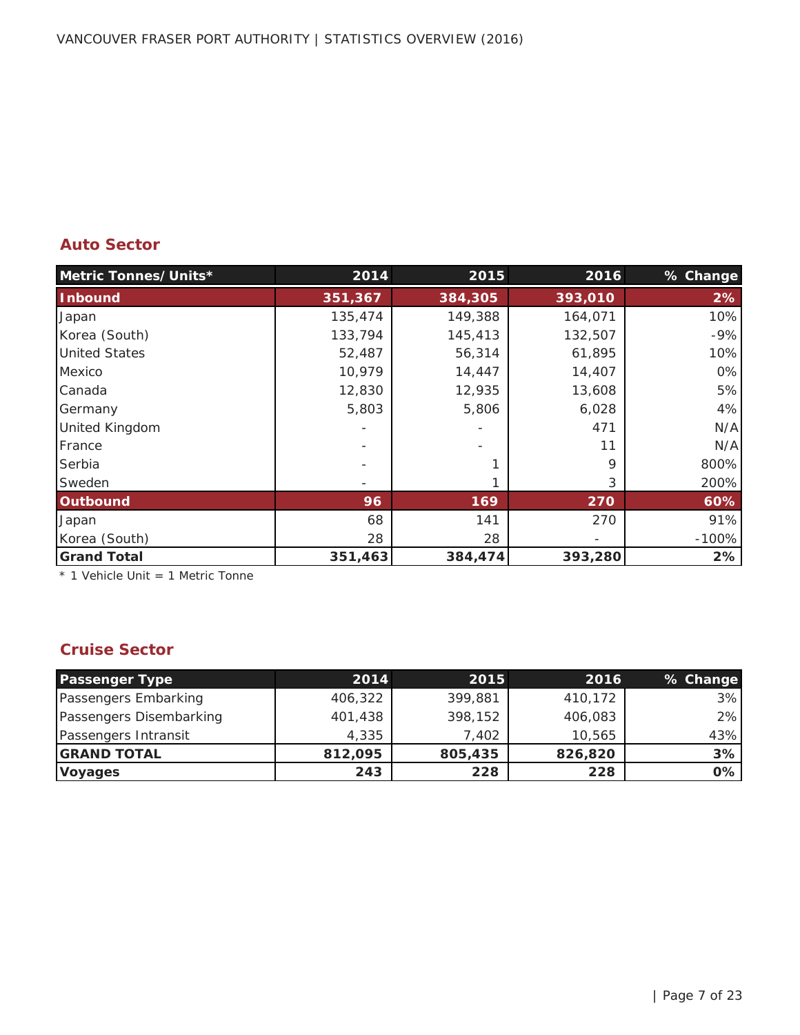## Auto Sector

| Metric Tonnes/Units* | 2014 | 2015 | 2016 | % Change |
|---|---|---|---|---|
| **Inbound** | **351,367** | **384,305** | **393,010** | **2%** |
| Japan | 135,474 | 149,388 | 164,071 | 10% |
| Korea (South) | 133,794 | 145,413 | 132,507 | -9% |
| United States | 52,487 | 56,314 | 61,895 | 10% |
| Mexico | 10,979 | 14,447 | 14,407 | 0% |
| Canada | 12,830 | 12,935 | 13,608 | 5% |
| Germany | 5,803 | 5,806 | 6,028 | 4% |
| United Kingdom | - | - | 471 | N/A |
| France | - | - | 11 | N/A |
| Serbia | - | 1 | 9 | 800% |
| Sweden | - | 1 | 3 | 200% |
| **Outbound** | **96** | **169** | **270** | **60%** |
| Japan | 68 | 141 | 270 | 91% |
| Korea (South) | 28 | 28 | - | -100% |
| **Grand Total** | **351,463** | **384,474** | **393,280** | **2%** |

* 1 Vehicle Unit = 1 Metric Tonne

## Cruise Sector

| Passenger Type | 2014 | 2015 | 2016 | % Change |
|---|---|---|---|---|
| Passengers Embarking | 406,322 | 399,881 | 410,172 | 3% |
| Passengers Disembarking | 401,438 | 398,152 | 406,083 | 2% |
| Passengers Intransit | 4,335 | 7,402 | 10,565 | 43% |
| **GRAND TOTAL** | **812,095** | **805,435** | **826,820** | **3%** |
| **Voyages** | **243** | **228** | **228** | **0%** |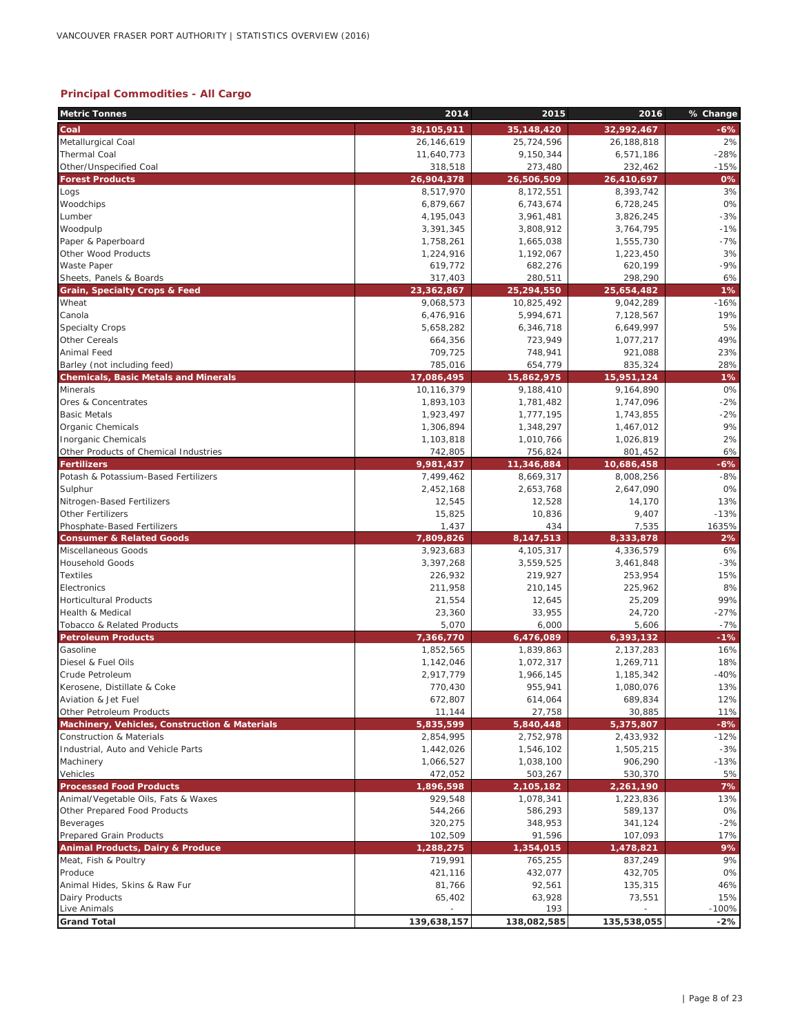## Principal Commodities - All Cargo

| Metric Tonnes | 2014 | 2015 | 2016 | % Change |
|---|---|---|---|---|
| **Coal** | **38,105,911** | **35,148,420** | **32,992,467** | **-6%** |
| Metallurgical Coal | 26,146,619 | 25,724,596 | 26,188,818 | 2% |
| Thermal Coal | 11,640,773 | 9,150,344 | 6,571,186 | -28% |
| Other/Unspecified Coal | 318,518 | 273,480 | 232,462 | -15% |
| **Forest Products** | **26,904,378** | **26,506,509** | **26,410,697** | **0%** |
| Logs | 8,517,970 | 8,172,551 | 8,393,742 | 3% |
| Woodchips | 6,879,667 | 6,743,674 | 6,728,245 | 0% |
| Lumber | 4,195,043 | 3,961,481 | 3,826,245 | -3% |
| Woodpulp | 3,391,345 | 3,808,912 | 3,764,795 | -1% |
| Paper & Paperboard | 1,758,261 | 1,665,038 | 1,555,730 | -7% |
| Other Wood Products | 1,224,916 | 1,192,067 | 1,223,450 | 3% |
| Waste Paper | 619,772 | 682,276 | 620,199 | -9% |
| Sheets, Panels & Boards | 317,403 | 280,511 | 298,290 | 6% |
| **Grain, Specialty Crops & Feed** | **23,362,867** | **25,294,550** | **25,654,482** | **1%** |
| Wheat | 9,068,573 | 10,825,492 | 9,042,289 | -16% |
| Canola | 6,476,916 | 5,994,671 | 7,128,567 | 19% |
| Specialty Crops | 5,658,282 | 6,346,718 | 6,649,997 | 5% |
| Other Cereals | 664,356 | 723,949 | 1,077,217 | 49% |
| Animal Feed | 709,725 | 748,941 | 921,088 | 23% |
| Barley (not including feed) | 785,016 | 654,779 | 835,324 | 28% |
| **Chemicals, Basic Metals and Minerals** | **17,086,495** | **15,862,975** | **15,951,124** | **1%** |
| Minerals | 10,116,379 | 9,188,410 | 9,164,890 | 0% |
| Ores & Concentrates | 1,893,103 | 1,781,482 | 1,747,096 | -2% |
| Basic Metals | 1,923,497 | 1,777,195 | 1,743,855 | -2% |
| Organic Chemicals | 1,306,894 | 1,348,297 | 1,467,012 | 9% |
| Inorganic Chemicals | 1,103,818 | 1,010,766 | 1,026,819 | 2% |
| Other Products of Chemical Industries | 742,805 | 756,824 | 801,452 | 6% |
| **Fertilizers** | **9,981,437** | **11,346,884** | **10,686,458** | **-6%** |
| Potash & Potassium-Based Fertilizers | 7,499,462 | 8,669,317 | 8,008,256 | -8% |
| Sulphur | 2,452,168 | 2,653,768 | 2,647,090 | 0% |
| Nitrogen-Based Fertilizers | 12,545 | 12,528 | 14,170 | 13% |
| Other Fertilizers | 15,825 | 10,836 | 9,407 | -13% |
| Phosphate-Based Fertilizers | 1,437 | 434 | 7,535 | 1635% |
| **Consumer & Related Goods** | **7,809,826** | **8,147,513** | **8,333,878** | **2%** |
| Miscellaneous Goods | 3,923,683 | 4,105,317 | 4,336,579 | 6% |
| Household Goods | 3,397,268 | 3,559,525 | 3,461,848 | -3% |
| Textiles | 226,932 | 219,927 | 253,954 | 15% |
| Electronics | 211,958 | 210,145 | 225,962 | 8% |
| Horticultural Products | 21,554 | 12,645 | 25,209 | 99% |
| Health & Medical | 23,360 | 33,955 | 24,720 | -27% |
| Tobacco & Related Products | 5,070 | 6,000 | 5,606 | -7% |
| **Petroleum Products** | **7,366,770** | **6,476,089** | **6,393,132** | **-1%** |
| Gasoline | 1,852,565 | 1,839,863 | 2,137,283 | 16% |
| Diesel & Fuel Oils | 1,142,046 | 1,072,317 | 1,269,711 | 18% |
| Crude Petroleum | 2,917,779 | 1,966,145 | 1,185,342 | -40% |
| Kerosene, Distillate & Coke | 770,430 | 955,941 | 1,080,076 | 13% |
| Aviation & Jet Fuel | 672,807 | 614,064 | 689,834 | 12% |
| Other Petroleum Products | 11,144 | 27,758 | 30,885 | 11% |
| **Machinery, Vehicles, Construction & Materials** | **5,835,599** | **5,840,448** | **5,375,807** | **-8%** |
| Construction & Materials | 2,854,995 | 2,752,978 | 2,433,932 | -12% |
| Industrial, Auto and Vehicle Parts | 1,442,026 | 1,546,102 | 1,505,215 | -3% |
| Machinery | 1,066,527 | 1,038,100 | 906,290 | -13% |
| Vehicles | 472,052 | 503,267 | 530,370 | 5% |
| **Processed Food Products** | **1,896,598** | **2,105,182** | **2,261,190** | **7%** |
| Animal/Vegetable Oils, Fats & Waxes | 929,548 | 1,078,341 | 1,223,836 | 13% |
| Other Prepared Food Products | 544,266 | 586,293 | 589,137 | 0% |
| Beverages | 320,275 | 348,953 | 341,124 | -2% |
| Prepared Grain Products | 102,509 | 91,596 | 107,093 | 17% |
| **Animal Products, Dairy & Produce** | **1,288,275** | **1,354,015** | **1,478,821** | **9%** |
| Meat, Fish & Poultry | 719,991 | 765,255 | 837,249 | 9% |
| Produce | 421,116 | 432,077 | 432,705 | 0% |
| Animal Hides, Skins & Raw Fur | 81,766 | 92,561 | 135,315 | 46% |
| Dairy Products | 65,402 | 63,928 | 73,551 | 15% |
| Live Animals | - | 193 | - | -100% |
| **Grand Total** | **139,638,157** | **138,082,585** | **135,538,055** | **-2%** |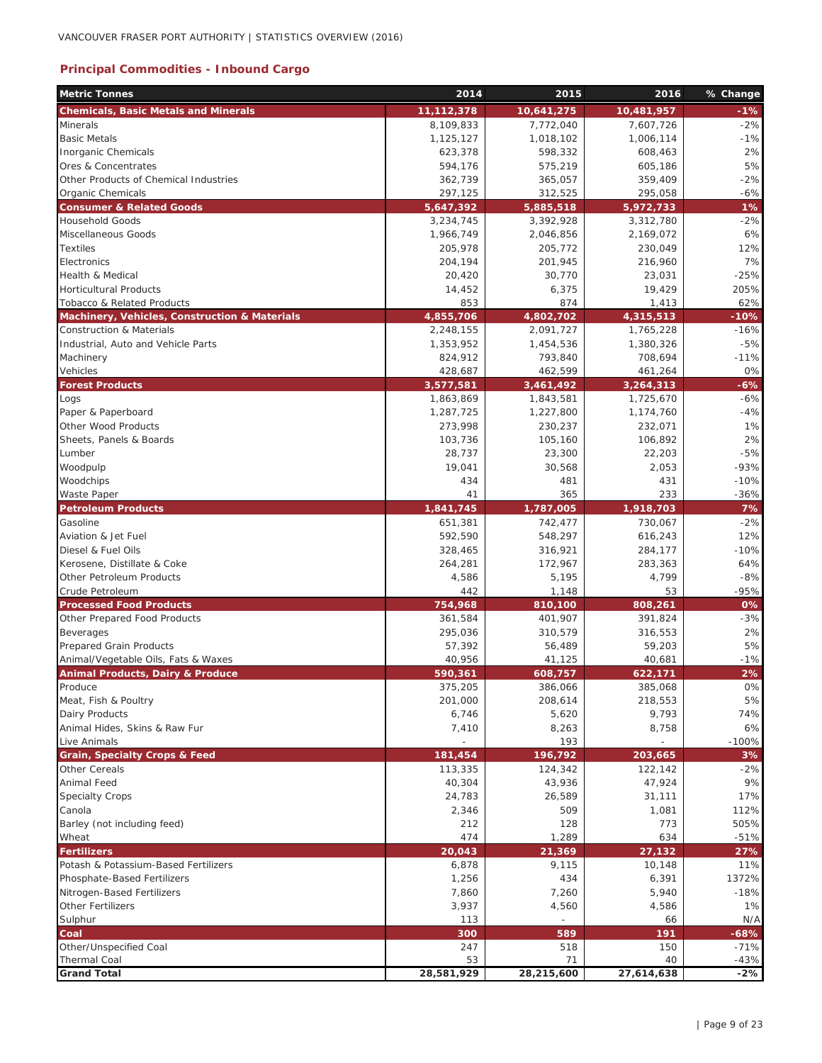## Principal Commodities - Inbound Cargo

| Metric Tonnes | 2014 | 2015 | 2016 | % Change |
|---|---|---|---|---|
| **Chemicals, Basic Metals and Minerals** | **11,112,378** | **10,641,275** | **10,481,957** | **-1%** |
| Minerals | 8,109,833 | 7,772,040 | 7,607,726 | -2% |
| Basic Metals | 1,125,127 | 1,018,102 | 1,006,114 | -1% |
| Inorganic Chemicals | 623,378 | 598,332 | 608,463 | 2% |
| Ores & Concentrates | 594,176 | 575,219 | 605,186 | 5% |
| Other Products of Chemical Industries | 362,739 | 365,057 | 359,409 | -2% |
| Organic Chemicals | 297,125 | 312,525 | 295,058 | -6% |
| **Consumer & Related Goods** | **5,647,392** | **5,885,518** | **5,972,733** | **1%** |
| Household Goods | 3,234,745 | 3,392,928 | 3,312,780 | -2% |
| Miscellaneous Goods | 1,966,749 | 2,046,856 | 2,169,072 | 6% |
| Textiles | 205,978 | 205,772 | 230,049 | 12% |
| Electronics | 204,194 | 201,945 | 216,960 | 7% |
| Health & Medical | 20,420 | 30,770 | 23,031 | -25% |
| Horticultural Products | 14,452 | 6,375 | 19,429 | 205% |
| Tobacco & Related Products | 853 | 874 | 1,413 | 62% |
| **Machinery, Vehicles, Construction & Materials** | **4,855,706** | **4,802,702** | **4,315,513** | **-10%** |
| Construction & Materials | 2,248,155 | 2,091,727 | 1,765,228 | -16% |
| Industrial, Auto and Vehicle Parts | 1,353,952 | 1,454,536 | 1,380,326 | -5% |
| Machinery | 824,912 | 793,840 | 708,694 | -11% |
| Vehicles | 428,687 | 462,599 | 461,264 | 0% |
| **Forest Products** | **3,577,581** | **3,461,492** | **3,264,313** | **-6%** |
| Logs | 1,863,869 | 1,843,581 | 1,725,670 | -6% |
| Paper & Paperboard | 1,287,725 | 1,227,800 | 1,174,760 | -4% |
| Other Wood Products | 273,998 | 230,237 | 232,071 | 1% |
| Sheets, Panels & Boards | 103,736 | 105,160 | 106,892 | 2% |
| Lumber | 28,737 | 23,300 | 22,203 | -5% |
| Woodpulp | 19,041 | 30,568 | 2,053 | -93% |
| Woodchips | 434 | 481 | 431 | -10% |
| Waste Paper | 41 | 365 | 233 | -36% |
| **Petroleum Products** | **1,841,745** | **1,787,005** | **1,918,703** | **7%** |
| Gasoline | 651,381 | 742,477 | 730,067 | -2% |
| Aviation & Jet Fuel | 592,590 | 548,297 | 616,243 | 12% |
| Diesel & Fuel Oils | 328,465 | 316,921 | 284,177 | -10% |
| Kerosene, Distillate & Coke | 264,281 | 172,967 | 283,363 | 64% |
| Other Petroleum Products | 4,586 | 5,195 | 4,799 | -8% |
| Crude Petroleum | 442 | 1,148 | 53 | -95% |
| **Processed Food Products** | **754,968** | **810,100** | **808,261** | **0%** |
| Other Prepared Food Products | 361,584 | 401,907 | 391,824 | -3% |
| Beverages | 295,036 | 310,579 | 316,553 | 2% |
| Prepared Grain Products | 57,392 | 56,489 | 59,203 | 5% |
| Animal/Vegetable Oils, Fats & Waxes | 40,956 | 41,125 | 40,681 | -1% |
| **Animal Products, Dairy & Produce** | **590,361** | **608,757** | **622,171** | **2%** |
| Produce | 375,205 | 386,066 | 385,068 | 0% |
| Meat, Fish & Poultry | 201,000 | 208,614 | 218,553 | 5% |
| Dairy Products | 6,746 | 5,620 | 9,793 | 74% |
| Animal Hides, Skins & Raw Fur | 7,410 | 8,263 | 8,758 | 6% |
| Live Animals | - | 193 | - | -100% |
| **Grain, Specialty Crops & Feed** | **181,454** | **196,792** | **203,665** | **3%** |
| Other Cereals | 113,335 | 124,342 | 122,142 | -2% |
| Animal Feed | 40,304 | 43,936 | 47,924 | 9% |
| Specialty Crops | 24,783 | 26,589 | 31,111 | 17% |
| Canola | 2,346 | 509 | 1,081 | 112% |
| Barley (not including feed) | 212 | 128 | 773 | 505% |
| Wheat | 474 | 1,289 | 634 | -51% |
| **Fertilizers** | **20,043** | **21,369** | **27,132** | **27%** |
| Potash & Potassium-Based Fertilizers | 6,878 | 9,115 | 10,148 | 11% |
| Phosphate-Based Fertilizers | 1,256 | 434 | 6,391 | 1372% |
| Nitrogen-Based Fertilizers | 7,860 | 7,260 | 5,940 | -18% |
| Other Fertilizers | 3,937 | 4,560 | 4,586 | 1% |
| Sulphur | 113 | - | 66 | N/A |
| **Coal** | **300** | **589** | **191** | **-68%** |
| Other/Unspecified Coal | 247 | 518 | 150 | -71% |
| Thermal Coal | 53 | 71 | 40 | -43% |
| **Grand Total** | **28,581,929** | **28,215,600** | **27,614,638** | **-2%** |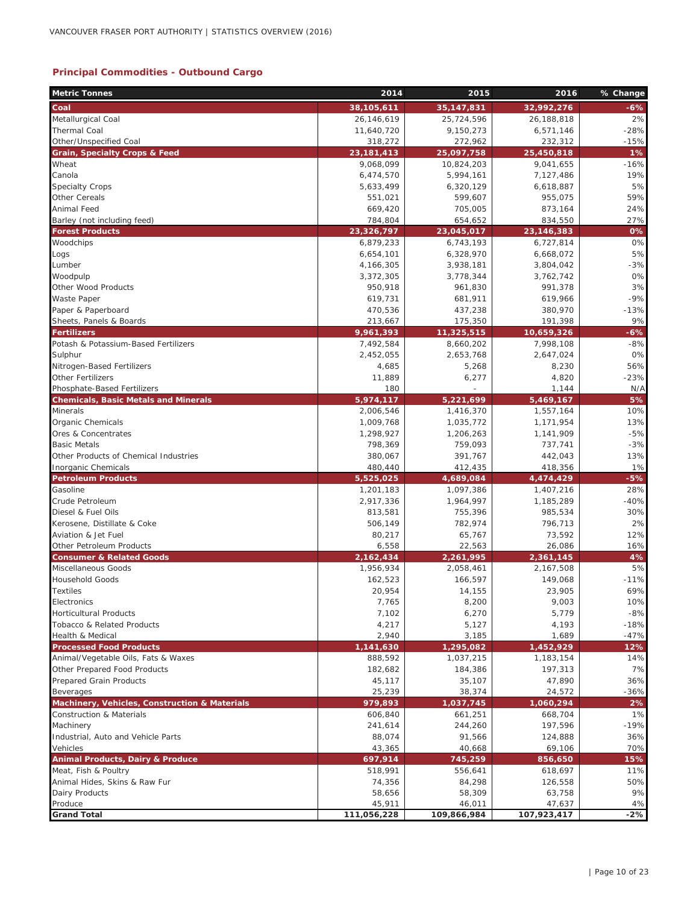## Principal Commodities - Outbound Cargo

| Metric Tonnes | 2014 | 2015 | 2016 | % Change |
|---|---|---|---|---|
| **Coal** | **38,105,611** | **35,147,831** | **32,992,276** | **-6%** |
| Metallurgical Coal | 26,146,619 | 25,724,596 | 26,188,818 | 2% |
| Thermal Coal | 11,640,720 | 9,150,273 | 6,571,146 | -28% |
| Other/Unspecified Coal | 318,272 | 272,962 | 232,312 | -15% |
| **Grain, Specialty Crops & Feed** | **23,181,413** | **25,097,758** | **25,450,818** | **1%** |
| Wheat | 9,068,099 | 10,824,203 | 9,041,655 | -16% |
| Canola | 6,474,570 | 5,994,161 | 7,127,486 | 19% |
| Specialty Crops | 5,633,499 | 6,320,129 | 6,618,887 | 5% |
| Other Cereals | 551,021 | 599,607 | 955,075 | 59% |
| Animal Feed | 669,420 | 705,005 | 873,164 | 24% |
| Barley (not including feed) | 784,804 | 654,652 | 834,550 | 27% |
| **Forest Products** | **23,326,797** | **23,045,017** | **23,146,383** | **0%** |
| Woodchips | 6,879,233 | 6,743,193 | 6,727,814 | 0% |
| Logs | 6,654,101 | 6,328,970 | 6,668,072 | 5% |
| Lumber | 4,166,305 | 3,938,181 | 3,804,042 | -3% |
| Woodpulp | 3,372,305 | 3,778,344 | 3,762,742 | 0% |
| Other Wood Products | 950,918 | 961,830 | 991,378 | 3% |
| Waste Paper | 619,731 | 681,911 | 619,966 | -9% |
| Paper & Paperboard | 470,536 | 437,238 | 380,970 | -13% |
| Sheets, Panels & Boards | 213,667 | 175,350 | 191,398 | 9% |
| **Fertilizers** | **9,961,393** | **11,325,515** | **10,659,326** | **-6%** |
| Potash & Potassium-Based Fertilizers | 7,492,584 | 8,660,202 | 7,998,108 | -8% |
| Sulphur | 2,452,055 | 2,653,768 | 2,647,024 | 0% |
| Nitrogen-Based Fertilizers | 4,685 | 5,268 | 8,230 | 56% |
| Other Fertilizers | 11,889 | 6,277 | 4,820 | -23% |
| Phosphate-Based Fertilizers | 180 | - | 1,144 | N/A |
| **Chemicals, Basic Metals and Minerals** | **5,974,117** | **5,221,699** | **5,469,167** | **5%** |
| Minerals | 2,006,546 | 1,416,370 | 1,557,164 | 10% |
| Organic Chemicals | 1,009,768 | 1,035,772 | 1,171,954 | 13% |
| Ores & Concentrates | 1,298,927 | 1,206,263 | 1,141,909 | -5% |
| Basic Metals | 798,369 | 759,093 | 737,741 | -3% |
| Other Products of Chemical Industries | 380,067 | 391,767 | 442,043 | 13% |
| Inorganic Chemicals | 480,440 | 412,435 | 418,356 | 1% |
| **Petroleum Products** | **5,525,025** | **4,689,084** | **4,474,429** | **-5%** |
| Gasoline | 1,201,183 | 1,097,386 | 1,407,216 | 28% |
| Crude Petroleum | 2,917,336 | 1,964,997 | 1,185,289 | -40% |
| Diesel & Fuel Oils | 813,581 | 755,396 | 985,534 | 30% |
| Kerosene, Distillate & Coke | 506,149 | 782,974 | 796,713 | 2% |
| Aviation & Jet Fuel | 80,217 | 65,767 | 73,592 | 12% |
| Other Petroleum Products | 6,558 | 22,563 | 26,086 | 16% |
| **Consumer & Related Goods** | **2,162,434** | **2,261,995** | **2,361,145** | **4%** |
| Miscellaneous Goods | 1,956,934 | 2,058,461 | 2,167,508 | 5% |
| Household Goods | 162,523 | 166,597 | 149,068 | -11% |
| Textiles | 20,954 | 14,155 | 23,905 | 69% |
| Electronics | 7,765 | 8,200 | 9,003 | 10% |
| Horticultural Products | 7,102 | 6,270 | 5,779 | -8% |
| Tobacco & Related Products | 4,217 | 5,127 | 4,193 | -18% |
| Health & Medical | 2,940 | 3,185 | 1,689 | -47% |
| **Processed Food Products** | **1,141,630** | **1,295,082** | **1,452,929** | **12%** |
| Animal/Vegetable Oils, Fats & Waxes | 888,592 | 1,037,215 | 1,183,154 | 14% |
| Other Prepared Food Products | 182,682 | 184,386 | 197,313 | 7% |
| Prepared Grain Products | 45,117 | 35,107 | 47,890 | 36% |
| Beverages | 25,239 | 38,374 | 24,572 | -36% |
| **Machinery, Vehicles, Construction & Materials** | **979,893** | **1,037,745** | **1,060,294** | **2%** |
| Construction & Materials | 606,840 | 661,251 | 668,704 | 1% |
| Machinery | 241,614 | 244,260 | 197,596 | -19% |
| Industrial, Auto and Vehicle Parts | 88,074 | 91,566 | 124,888 | 36% |
| Vehicles | 43,365 | 40,668 | 69,106 | 70% |
| **Animal Products, Dairy & Produce** | **697,914** | **745,259** | **856,650** | **15%** |
| Meat, Fish & Poultry | 518,991 | 556,641 | 618,697 | 11% |
| Animal Hides, Skins & Raw Fur | 74,356 | 84,298 | 126,558 | 50% |
| Dairy Products | 58,656 | 58,309 | 63,758 | 9% |
| Produce | 45,911 | 46,011 | 47,637 | 4% |
| **Grand Total** | **111,056,228** | **109,866,984** | **107,923,417** | **-2%** |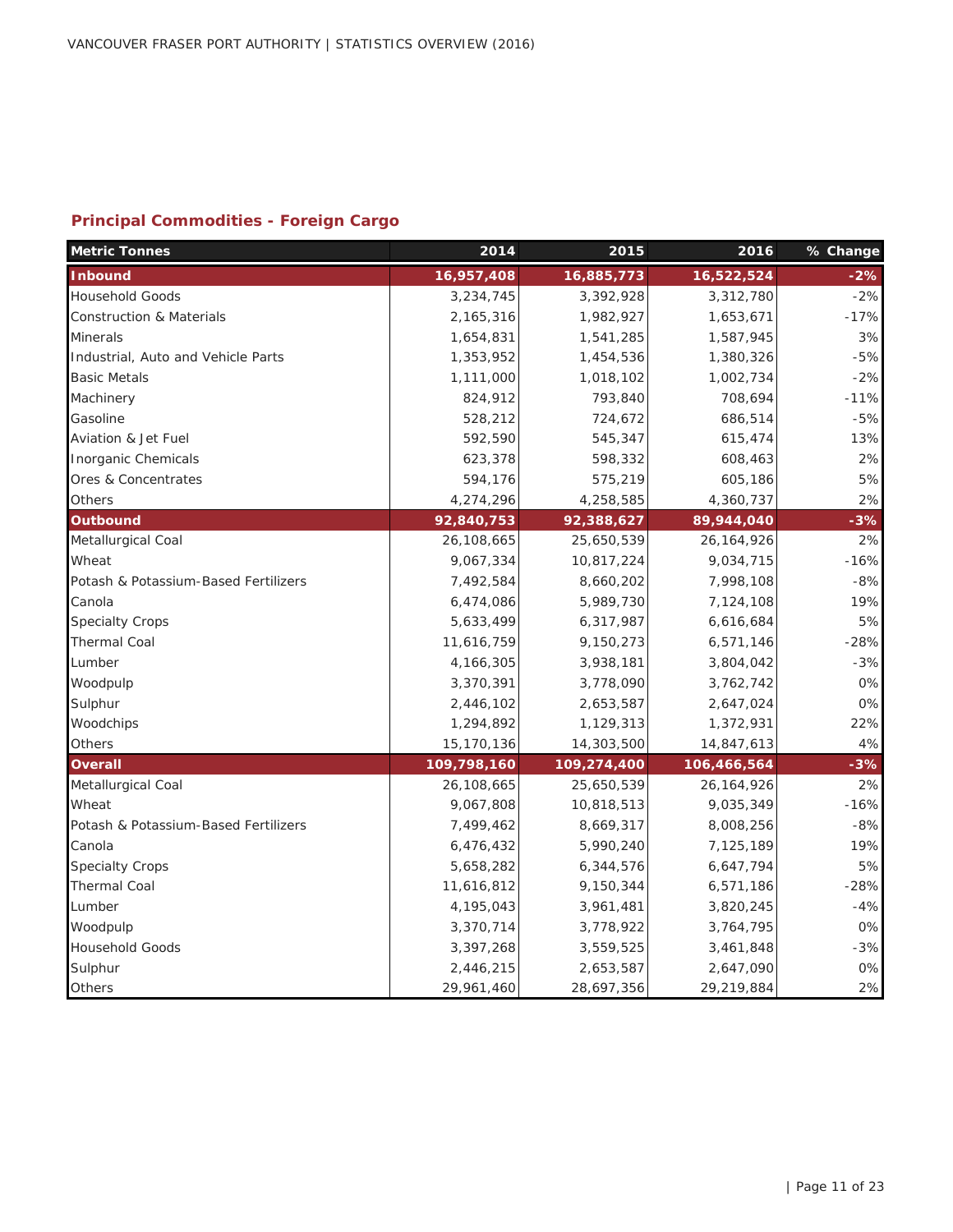## Principal Commodities - Foreign Cargo

| Metric Tonnes | 2014 | 2015 | 2016 | % Change |
|---|---|---|---|---|
| **Inbound** | **16,957,408** | **16,885,773** | **16,522,524** | **-2%** |
| Household Goods | 3,234,745 | 3,392,928 | 3,312,780 | -2% |
| Construction & Materials | 2,165,316 | 1,982,927 | 1,653,671 | -17% |
| Minerals | 1,654,831 | 1,541,285 | 1,587,945 | 3% |
| Industrial, Auto and Vehicle Parts | 1,353,952 | 1,454,536 | 1,380,326 | -5% |
| Basic Metals | 1,111,000 | 1,018,102 | 1,002,734 | -2% |
| Machinery | 824,912 | 793,840 | 708,694 | -11% |
| Gasoline | 528,212 | 724,672 | 686,514 | -5% |
| Aviation & Jet Fuel | 592,590 | 545,347 | 615,474 | 13% |
| Inorganic Chemicals | 623,378 | 598,332 | 608,463 | 2% |
| Ores & Concentrates | 594,176 | 575,219 | 605,186 | 5% |
| Others | 4,274,296 | 4,258,585 | 4,360,737 | 2% |
| **Outbound** | **92,840,753** | **92,388,627** | **89,944,040** | **-3%** |
| Metallurgical Coal | 26,108,665 | 25,650,539 | 26,164,926 | 2% |
| Wheat | 9,067,334 | 10,817,224 | 9,034,715 | -16% |
| Potash & Potassium-Based Fertilizers | 7,492,584 | 8,660,202 | 7,998,108 | -8% |
| Canola | 6,474,086 | 5,989,730 | 7,124,108 | 19% |
| Specialty Crops | 5,633,499 | 6,317,987 | 6,616,684 | 5% |
| Thermal Coal | 11,616,759 | 9,150,273 | 6,571,146 | -28% |
| Lumber | 4,166,305 | 3,938,181 | 3,804,042 | -3% |
| Woodpulp | 3,370,391 | 3,778,090 | 3,762,742 | 0% |
| Sulphur | 2,446,102 | 2,653,587 | 2,647,024 | 0% |
| Woodchips | 1,294,892 | 1,129,313 | 1,372,931 | 22% |
| Others | 15,170,136 | 14,303,500 | 14,847,613 | 4% |
| **Overall** | **109,798,160** | **109,274,400** | **106,466,564** | **-3%** |
| Metallurgical Coal | 26,108,665 | 25,650,539 | 26,164,926 | 2% |
| Wheat | 9,067,808 | 10,818,513 | 9,035,349 | -16% |
| Potash & Potassium-Based Fertilizers | 7,499,462 | 8,669,317 | 8,008,256 | -8% |
| Canola | 6,476,432 | 5,990,240 | 7,125,189 | 19% |
| Specialty Crops | 5,658,282 | 6,344,576 | 6,647,794 | 5% |
| Thermal Coal | 11,616,812 | 9,150,344 | 6,571,186 | -28% |
| Lumber | 4,195,043 | 3,961,481 | 3,820,245 | -4% |
| Woodpulp | 3,370,714 | 3,778,922 | 3,764,795 | 0% |
| Household Goods | 3,397,268 | 3,559,525 | 3,461,848 | -3% |
| Sulphur | 2,446,215 | 2,653,587 | 2,647,090 | 0% |
| Others | 29,961,460 | 28,697,356 | 29,219,884 | 2% |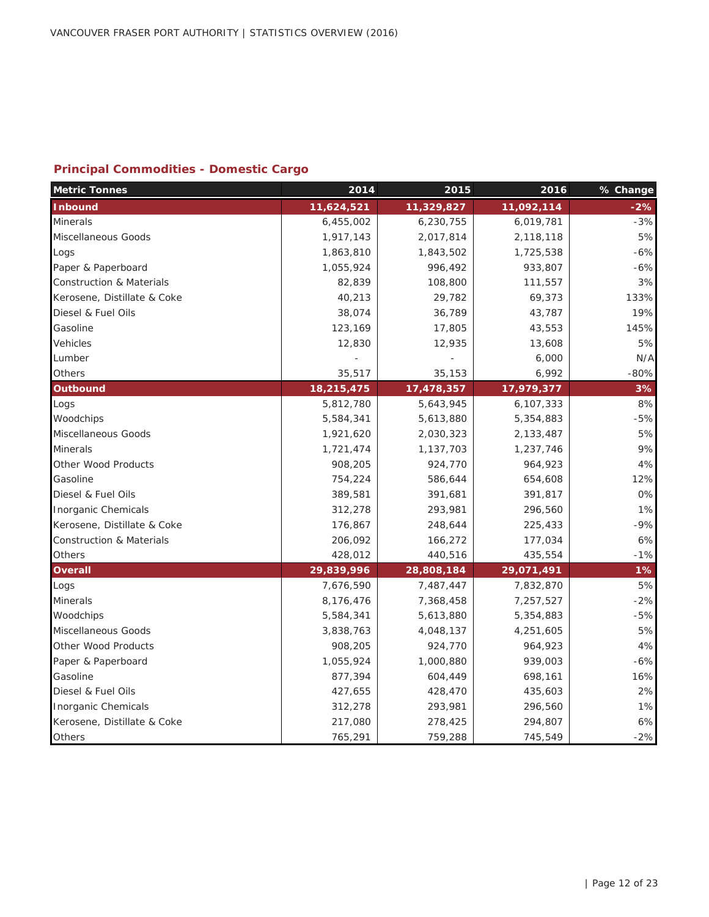## Principal Commodities - Domestic Cargo

| Metric Tonnes | 2014 | 2015 | 2016 | % Change |
|---|---|---|---|---|
| **Inbound** | **11,624,521** | **11,329,827** | **11,092,114** | **-2%** |
| Minerals | 6,455,002 | 6,230,755 | 6,019,781 | -3% |
| Miscellaneous Goods | 1,917,143 | 2,017,814 | 2,118,118 | 5% |
| Logs | 1,863,810 | 1,843,502 | 1,725,538 | -6% |
| Paper & Paperboard | 1,055,924 | 996,492 | 933,807 | -6% |
| Construction & Materials | 82,839 | 108,800 | 111,557 | 3% |
| Kerosene, Distillate & Coke | 40,213 | 29,782 | 69,373 | 133% |
| Diesel & Fuel Oils | 38,074 | 36,789 | 43,787 | 19% |
| Gasoline | 123,169 | 17,805 | 43,553 | 145% |
| Vehicles | 12,830 | 12,935 | 13,608 | 5% |
| Lumber | - | - | 6,000 | N/A |
| Others | 35,517 | 35,153 | 6,992 | -80% |
| **Outbound** | **18,215,475** | **17,478,357** | **17,979,377** | **3%** |
| Logs | 5,812,780 | 5,643,945 | 6,107,333 | 8% |
| Woodchips | 5,584,341 | 5,613,880 | 5,354,883 | -5% |
| Miscellaneous Goods | 1,921,620 | 2,030,323 | 2,133,487 | 5% |
| Minerals | 1,721,474 | 1,137,703 | 1,237,746 | 9% |
| Other Wood Products | 908,205 | 924,770 | 964,923 | 4% |
| Gasoline | 754,224 | 586,644 | 654,608 | 12% |
| Diesel & Fuel Oils | 389,581 | 391,681 | 391,817 | 0% |
| Inorganic Chemicals | 312,278 | 293,981 | 296,560 | 1% |
| Kerosene, Distillate & Coke | 176,867 | 248,644 | 225,433 | -9% |
| Construction & Materials | 206,092 | 166,272 | 177,034 | 6% |
| Others | 428,012 | 440,516 | 435,554 | -1% |
| **Overall** | **29,839,996** | **28,808,184** | **29,071,491** | **1%** |
| Logs | 7,676,590 | 7,487,447 | 7,832,870 | 5% |
| Minerals | 8,176,476 | 7,368,458 | 7,257,527 | -2% |
| Woodchips | 5,584,341 | 5,613,880 | 5,354,883 | -5% |
| Miscellaneous Goods | 3,838,763 | 4,048,137 | 4,251,605 | 5% |
| Other Wood Products | 908,205 | 924,770 | 964,923 | 4% |
| Paper & Paperboard | 1,055,924 | 1,000,880 | 939,003 | -6% |
| Gasoline | 877,394 | 604,449 | 698,161 | 16% |
| Diesel & Fuel Oils | 427,655 | 428,470 | 435,603 | 2% |
| Inorganic Chemicals | 312,278 | 293,981 | 296,560 | 1% |
| Kerosene, Distillate & Coke | 217,080 | 278,425 | 294,807 | 6% |
| Others | 765,291 | 759,288 | 745,549 | -2% |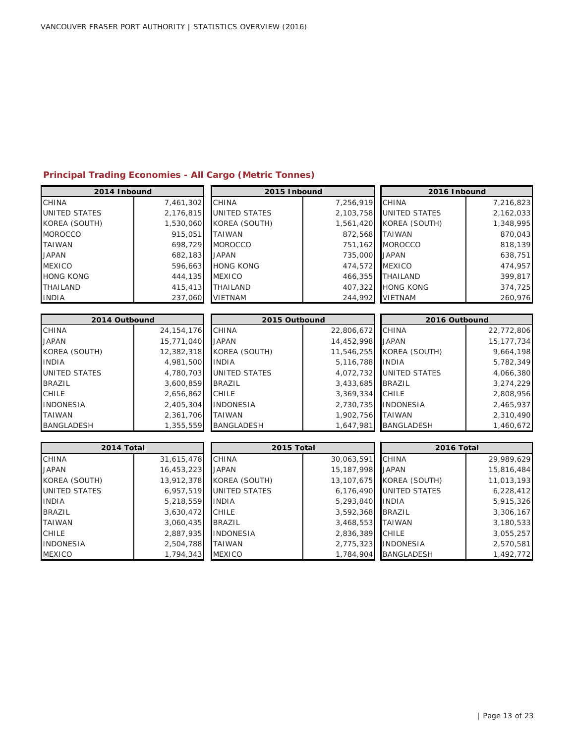## Principal Trading Economies - All Cargo (Metric Tonnes)

| 2014 Inbound | | 2015 Inbound | | 2016 Inbound | |
|---|---|---|---|---|---|
| CHINA | 7,461,302 | CHINA | 7,256,919 | CHINA | 7,216,823 |
| UNITED STATES | 2,176,815 | UNITED STATES | 2,103,758 | UNITED STATES | 2,162,033 |
| KOREA (SOUTH) | 1,530,060 | KOREA (SOUTH) | 1,561,420 | KOREA (SOUTH) | 1,348,995 |
| MOROCCO | 915,051 | TAIWAN | 872,568 | TAIWAN | 870,043 |
| TAIWAN | 698,729 | MOROCCO | 751,162 | MOROCCO | 818,139 |
| JAPAN | 682,183 | JAPAN | 735,000 | JAPAN | 638,751 |
| MEXICO | 596,663 | HONG KONG | 474,572 | MEXICO | 474,957 |
| HONG KONG | 444,135 | MEXICO | 466,355 | THAILAND | 399,817 |
| THAILAND | 415,413 | THAILAND | 407,322 | HONG KONG | 374,725 |
| INDIA | 237,060 | VIETNAM | 244,992 | VIETNAM | 260,976 |

| 2014 Outbound | | 2015 Outbound | | 2016 Outbound | |
|---|---|---|---|---|---|
| CHINA | 24,154,176 | CHINA | 22,806,672 | CHINA | 22,772,806 |
| JAPAN | 15,771,040 | JAPAN | 14,452,998 | JAPAN | 15,177,734 |
| KOREA (SOUTH) | 12,382,318 | KOREA (SOUTH) | 11,546,255 | KOREA (SOUTH) | 9,664,198 |
| INDIA | 4,981,500 | INDIA | 5,116,788 | INDIA | 5,782,349 |
| UNITED STATES | 4,780,703 | UNITED STATES | 4,072,732 | UNITED STATES | 4,066,380 |
| BRAZIL | 3,600,859 | BRAZIL | 3,433,685 | BRAZIL | 3,274,229 |
| CHILE | 2,656,862 | CHILE | 3,369,334 | CHILE | 2,808,956 |
| INDONESIA | 2,405,304 | INDONESIA | 2,730,735 | INDONESIA | 2,465,937 |
| TAIWAN | 2,361,706 | TAIWAN | 1,902,756 | TAIWAN | 2,310,490 |
| BANGLADESH | 1,355,559 | BANGLADESH | 1,647,981 | BANGLADESH | 1,460,672 |

| 2014 Total | | 2015 Total | | 2016 Total | |
|---|---|---|---|---|---|
| CHINA | 31,615,478 | CHINA | 30,063,591 | CHINA | 29,989,629 |
| JAPAN | 16,453,223 | JAPAN | 15,187,998 | JAPAN | 15,816,484 |
| KOREA (SOUTH) | 13,912,378 | KOREA (SOUTH) | 13,107,675 | KOREA (SOUTH) | 11,013,193 |
| UNITED STATES | 6,957,519 | UNITED STATES | 6,176,490 | UNITED STATES | 6,228,412 |
| INDIA | 5,218,559 | INDIA | 5,293,840 | INDIA | 5,915,326 |
| BRAZIL | 3,630,472 | CHILE | 3,592,368 | BRAZIL | 3,306,167 |
| TAIWAN | 3,060,435 | BRAZIL | 3,468,553 | TAIWAN | 3,180,533 |
| CHILE | 2,887,935 | INDONESIA | 2,836,389 | CHILE | 3,055,257 |
| INDONESIA | 2,504,788 | TAIWAN | 2,775,323 | INDONESIA | 2,570,581 |
| MEXICO | 1,794,343 | MEXICO | 1,784,904 | BANGLADESH | 1,492,772 |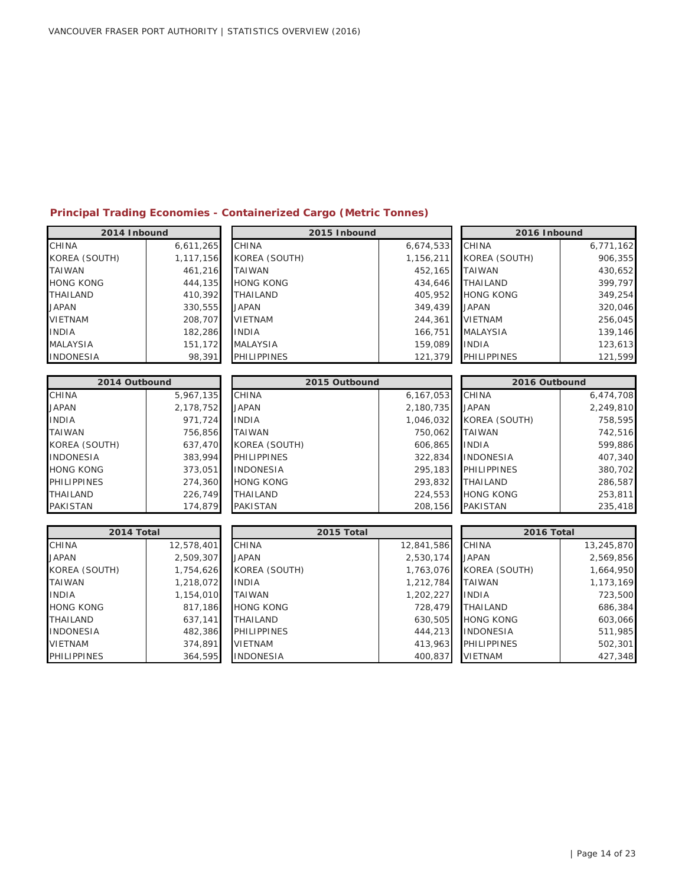## Principal Trading Economies - Containerized Cargo (Metric Tonnes)

| 2014 Inbound | |
|---|---|
| CHINA | 6,611,265 |
| KOREA (SOUTH) | 1,117,156 |
| TAIWAN | 461,216 |
| HONG KONG | 444,135 |
| THAILAND | 410,392 |
| JAPAN | 330,555 |
| VIETNAM | 208,707 |
| INDIA | 182,286 |
| MALAYSIA | 151,172 |
| INDONESIA | 98,391 |

| 2015 Inbound | |
|---|---|
| CHINA | 6,674,533 |
| KOREA (SOUTH) | 1,156,211 |
| TAIWAN | 452,165 |
| HONG KONG | 434,646 |
| THAILAND | 405,952 |
| JAPAN | 349,439 |
| VIETNAM | 244,361 |
| INDIA | 166,751 |
| MALAYSIA | 159,089 |
| PHILIPPINES | 121,379 |

| 2016 Inbound | |
|---|---|
| CHINA | 6,771,162 |
| KOREA (SOUTH) | 906,355 |
| TAIWAN | 430,652 |
| THAILAND | 399,797 |
| HONG KONG | 349,254 |
| JAPAN | 320,046 |
| VIETNAM | 256,045 |
| MALAYSIA | 139,146 |
| INDIA | 123,613 |
| PHILIPPINES | 121,599 |

| 2014 Outbound | |
|---|---|
| CHINA | 5,967,135 |
| JAPAN | 2,178,752 |
| INDIA | 971,724 |
| TAIWAN | 756,856 |
| KOREA (SOUTH) | 637,470 |
| INDONESIA | 383,994 |
| HONG KONG | 373,051 |
| PHILIPPINES | 274,360 |
| THAILAND | 226,749 |
| PAKISTAN | 174,879 |

| 2015 Outbound | |
|---|---|
| CHINA | 6,167,053 |
| JAPAN | 2,180,735 |
| INDIA | 1,046,032 |
| TAIWAN | 750,062 |
| KOREA (SOUTH) | 606,865 |
| PHILIPPINES | 322,834 |
| INDONESIA | 295,183 |
| HONG KONG | 293,832 |
| THAILAND | 224,553 |
| PAKISTAN | 208,156 |

| 2016 Outbound | |
|---|---|
| CHINA | 6,474,708 |
| JAPAN | 2,249,810 |
| KOREA (SOUTH) | 758,595 |
| TAIWAN | 742,516 |
| INDIA | 599,886 |
| INDONESIA | 407,340 |
| PHILIPPINES | 380,702 |
| THAILAND | 286,587 |
| HONG KONG | 253,811 |
| PAKISTAN | 235,418 |

| 2014 Total | |
|---|---|
| CHINA | 12,578,401 |
| JAPAN | 2,509,307 |
| KOREA (SOUTH) | 1,754,626 |
| TAIWAN | 1,218,072 |
| INDIA | 1,154,010 |
| HONG KONG | 817,186 |
| THAILAND | 637,141 |
| INDONESIA | 482,386 |
| VIETNAM | 374,891 |
| PHILIPPINES | 364,595 |

| 2015 Total | |
|---|---|
| CHINA | 12,841,586 |
| JAPAN | 2,530,174 |
| KOREA (SOUTH) | 1,763,076 |
| INDIA | 1,212,784 |
| TAIWAN | 1,202,227 |
| HONG KONG | 728,479 |
| THAILAND | 630,505 |
| PHILIPPINES | 444,213 |
| VIETNAM | 413,963 |
| INDONESIA | 400,837 |

| 2016 Total | |
|---|---|
| CHINA | 13,245,870 |
| JAPAN | 2,569,856 |
| KOREA (SOUTH) | 1,664,950 |
| TAIWAN | 1,173,169 |
| INDIA | 723,500 |
| THAILAND | 686,384 |
| HONG KONG | 603,066 |
| INDONESIA | 511,985 |
| PHILIPPINES | 502,301 |
| VIETNAM | 427,348 |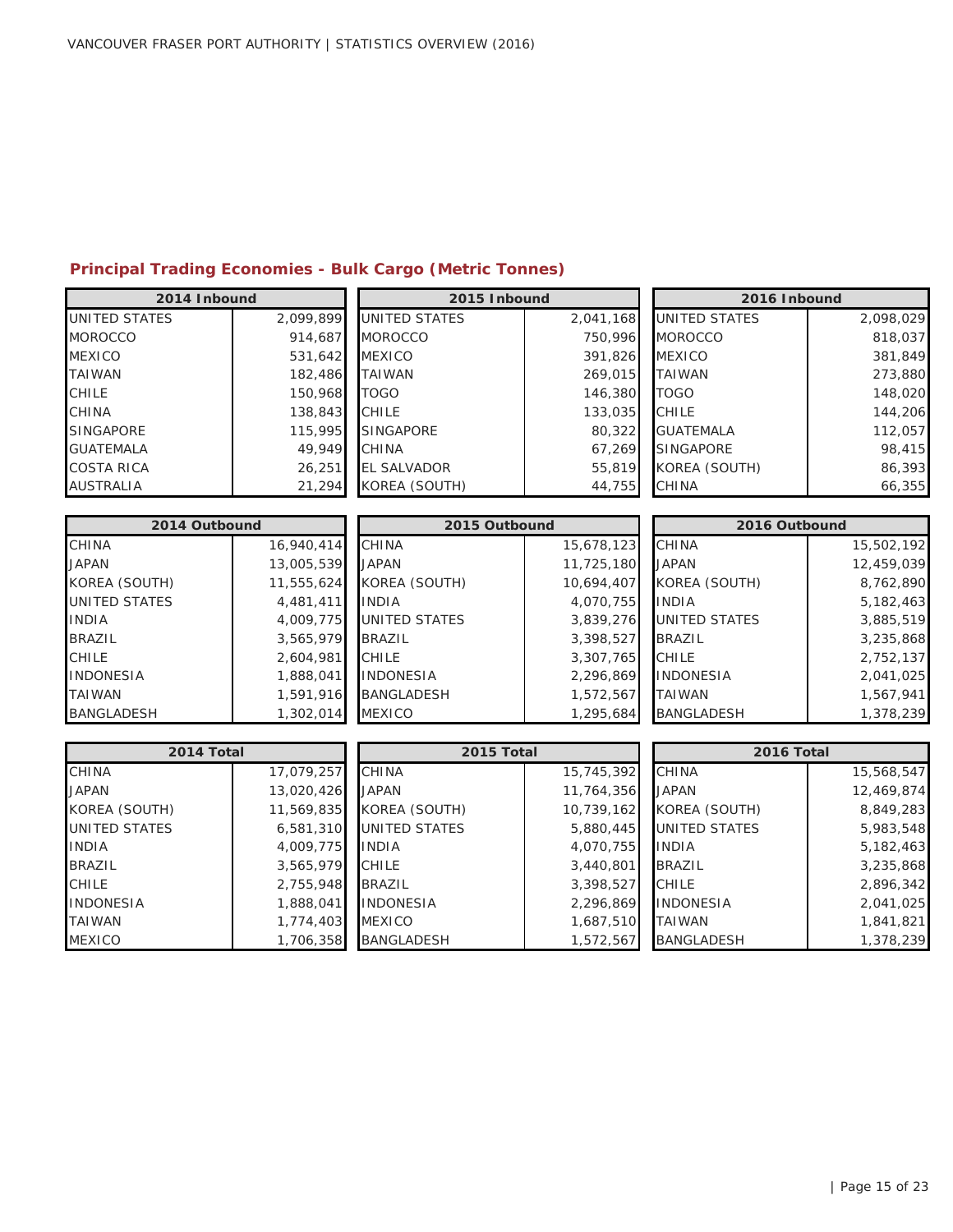## Principal Trading Economies - Bulk Cargo (Metric Tonnes)

| 2014 Inbound | | 2015 Inbound | | 2016 Inbound | |
|---|---|---|---|---|---|
| UNITED STATES | 2,099,899 | UNITED STATES | 2,041,168 | UNITED STATES | 2,098,029 |
| MOROCCO | 914,687 | MOROCCO | 750,996 | MOROCCO | 818,037 |
| MEXICO | 531,642 | MEXICO | 391,826 | MEXICO | 381,849 |
| TAIWAN | 182,486 | TAIWAN | 269,015 | TAIWAN | 273,880 |
| CHILE | 150,968 | TOGO | 146,380 | TOGO | 148,020 |
| CHINA | 138,843 | CHILE | 133,035 | CHILE | 144,206 |
| SINGAPORE | 115,995 | SINGAPORE | 80,322 | GUATEMALA | 112,057 |
| GUATEMALA | 49,949 | CHINA | 67,269 | SINGAPORE | 98,415 |
| COSTA RICA | 26,251 | EL SALVADOR | 55,819 | KOREA (SOUTH) | 86,393 |
| AUSTRALIA | 21,294 | KOREA (SOUTH) | 44,755 | CHINA | 66,355 |

| 2014 Outbound | | 2015 Outbound | | 2016 Outbound | |
|---|---|---|---|---|---|
| CHINA | 16,940,414 | CHINA | 15,678,123 | CHINA | 15,502,192 |
| JAPAN | 13,005,539 | JAPAN | 11,725,180 | JAPAN | 12,459,039 |
| KOREA (SOUTH) | 11,555,624 | KOREA (SOUTH) | 10,694,407 | KOREA (SOUTH) | 8,762,890 |
| UNITED STATES | 4,481,411 | INDIA | 4,070,755 | INDIA | 5,182,463 |
| INDIA | 4,009,775 | UNITED STATES | 3,839,276 | UNITED STATES | 3,885,519 |
| BRAZIL | 3,565,979 | BRAZIL | 3,398,527 | BRAZIL | 3,235,868 |
| CHILE | 2,604,981 | CHILE | 3,307,765 | CHILE | 2,752,137 |
| INDONESIA | 1,888,041 | INDONESIA | 2,296,869 | INDONESIA | 2,041,025 |
| TAIWAN | 1,591,916 | BANGLADESH | 1,572,567 | TAIWAN | 1,567,941 |
| BANGLADESH | 1,302,014 | MEXICO | 1,295,684 | BANGLADESH | 1,378,239 |

| 2014 Total | | 2015 Total | | 2016 Total | |
|---|---|---|---|---|---|
| CHINA | 17,079,257 | CHINA | 15,745,392 | CHINA | 15,568,547 |
| JAPAN | 13,020,426 | JAPAN | 11,764,356 | JAPAN | 12,469,874 |
| KOREA (SOUTH) | 11,569,835 | KOREA (SOUTH) | 10,739,162 | KOREA (SOUTH) | 8,849,283 |
| UNITED STATES | 6,581,310 | UNITED STATES | 5,880,445 | UNITED STATES | 5,983,548 |
| INDIA | 4,009,775 | INDIA | 4,070,755 | INDIA | 5,182,463 |
| BRAZIL | 3,565,979 | CHILE | 3,440,801 | BRAZIL | 3,235,868 |
| CHILE | 2,755,948 | BRAZIL | 3,398,527 | CHILE | 2,896,342 |
| INDONESIA | 1,888,041 | INDONESIA | 2,296,869 | INDONESIA | 2,041,025 |
| TAIWAN | 1,774,403 | MEXICO | 1,687,510 | TAIWAN | 1,841,821 |
| MEXICO | 1,706,358 | BANGLADESH | 1,572,567 | BANGLADESH | 1,378,239 |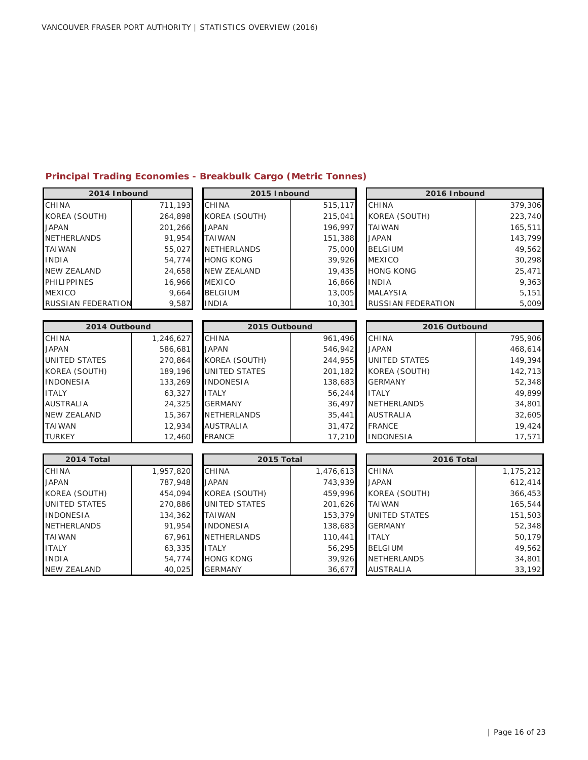## Principal Trading Economies - Breakbulk Cargo (Metric Tonnes)

| 2014 Inbound | |
|---|---|
| CHINA | 711,193 |
| KOREA (SOUTH) | 264,898 |
| JAPAN | 201,266 |
| NETHERLANDS | 91,954 |
| TAIWAN | 55,027 |
| INDIA | 54,774 |
| NEW ZEALAND | 24,658 |
| PHILIPPINES | 16,966 |
| MEXICO | 9,664 |
| RUSSIAN FEDERATION | 9,587 |

| 2015 Inbound | |
|---|---|
| CHINA | 515,117 |
| KOREA (SOUTH) | 215,041 |
| JAPAN | 196,997 |
| TAIWAN | 151,388 |
| NETHERLANDS | 75,000 |
| HONG KONG | 39,926 |
| NEW ZEALAND | 19,435 |
| MEXICO | 16,866 |
| BELGIUM | 13,005 |
| INDIA | 10,301 |

| 2016 Inbound | |
|---|---|
| CHINA | 379,306 |
| KOREA (SOUTH) | 223,740 |
| TAIWAN | 165,511 |
| JAPAN | 143,799 |
| BELGIUM | 49,562 |
| MEXICO | 30,298 |
| HONG KONG | 25,471 |
| INDIA | 9,363 |
| MALAYSIA | 5,151 |
| RUSSIAN FEDERATION | 5,009 |

| 2014 Outbound | |
|---|---|
| CHINA | 1,246,627 |
| JAPAN | 586,681 |
| UNITED STATES | 270,864 |
| KOREA (SOUTH) | 189,196 |
| INDONESIA | 133,269 |
| ITALY | 63,327 |
| AUSTRALIA | 24,325 |
| NEW ZEALAND | 15,367 |
| TAIWAN | 12,934 |
| TURKEY | 12,460 |

| 2015 Outbound | |
|---|---|
| CHINA | 961,496 |
| JAPAN | 546,942 |
| KOREA (SOUTH) | 244,955 |
| UNITED STATES | 201,182 |
| INDONESIA | 138,683 |
| ITALY | 56,244 |
| GERMANY | 36,497 |
| NETHERLANDS | 35,441 |
| AUSTRALIA | 31,472 |
| FRANCE | 17,210 |

| 2016 Outbound | |
|---|---|
| CHINA | 795,906 |
| JAPAN | 468,614 |
| UNITED STATES | 149,394 |
| KOREA (SOUTH) | 142,713 |
| GERMANY | 52,348 |
| ITALY | 49,899 |
| NETHERLANDS | 34,801 |
| AUSTRALIA | 32,605 |
| FRANCE | 19,424 |
| INDONESIA | 17,571 |

| 2014 Total | |
|---|---|
| CHINA | 1,957,820 |
| JAPAN | 787,948 |
| KOREA (SOUTH) | 454,094 |
| UNITED STATES | 270,886 |
| INDONESIA | 134,362 |
| NETHERLANDS | 91,954 |
| TAIWAN | 67,961 |
| ITALY | 63,335 |
| INDIA | 54,774 |
| NEW ZEALAND | 40,025 |

| 2015 Total | |
|---|---|
| CHINA | 1,476,613 |
| JAPAN | 743,939 |
| KOREA (SOUTH) | 459,996 |
| UNITED STATES | 201,626 |
| TAIWAN | 153,379 |
| INDONESIA | 138,683 |
| NETHERLANDS | 110,441 |
| ITALY | 56,295 |
| HONG KONG | 39,926 |
| GERMANY | 36,677 |

| 2016 Total | |
|---|---|
| CHINA | 1,175,212 |
| JAPAN | 612,414 |
| KOREA (SOUTH) | 366,453 |
| TAIWAN | 165,544 |
| UNITED STATES | 151,503 |
| GERMANY | 52,348 |
| ITALY | 50,179 |
| BELGIUM | 49,562 |
| NETHERLANDS | 34,801 |
| AUSTRALIA | 33,192 |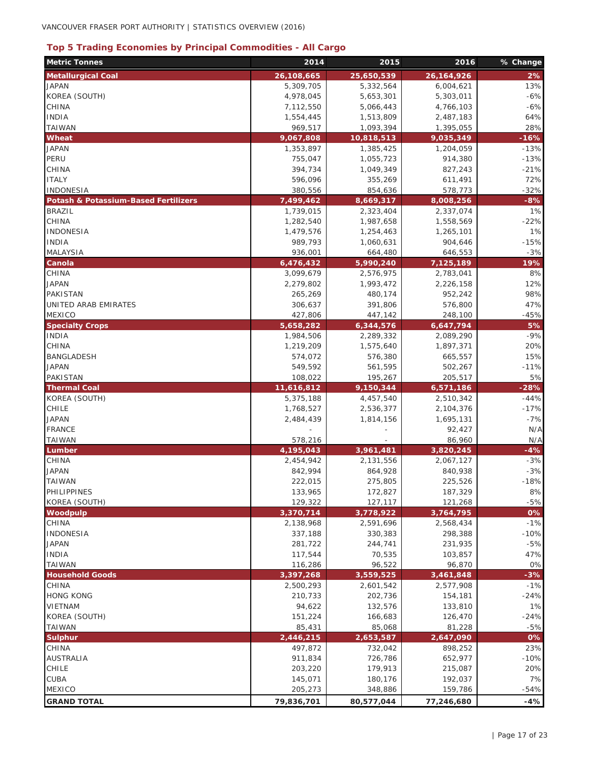## Top 5 Trading Economies by Principal Commodities - All Cargo

| Metric Tonnes | 2014 | 2015 | 2016 | % Change |
|---|---|---|---|---|
| **Metallurgical Coal** | **26,108,665** | **25,650,539** | **26,164,926** | **2%** |
| JAPAN | 5,309,705 | 5,332,564 | 6,004,621 | 13% |
| KOREA (SOUTH) | 4,978,045 | 5,653,301 | 5,303,011 | -6% |
| CHINA | 7,112,550 | 5,066,443 | 4,766,103 | -6% |
| INDIA | 1,554,445 | 1,513,809 | 2,487,183 | 64% |
| TAIWAN | 969,517 | 1,093,394 | 1,395,055 | 28% |
| **Wheat** | **9,067,808** | **10,818,513** | **9,035,349** | **-16%** |
| JAPAN | 1,353,897 | 1,385,425 | 1,204,059 | -13% |
| PERU | 755,047 | 1,055,723 | 914,380 | -13% |
| CHINA | 394,734 | 1,049,349 | 827,243 | -21% |
| ITALY | 596,096 | 355,269 | 611,491 | 72% |
| INDONESIA | 380,556 | 854,636 | 578,773 | -32% |
| **Potash & Potassium-Based Fertilizers** | **7,499,462** | **8,669,317** | **8,008,256** | **-8%** |
| BRAZIL | 1,739,015 | 2,323,404 | 2,337,074 | 1% |
| CHINA | 1,282,540 | 1,987,658 | 1,558,569 | -22% |
| INDONESIA | 1,479,576 | 1,254,463 | 1,265,101 | 1% |
| INDIA | 989,793 | 1,060,631 | 904,646 | -15% |
| MALAYSIA | 936,001 | 664,480 | 646,553 | -3% |
| **Canola** | **6,476,432** | **5,990,240** | **7,125,189** | **19%** |
| CHINA | 3,099,679 | 2,576,975 | 2,783,041 | 8% |
| JAPAN | 2,279,802 | 1,993,472 | 2,226,158 | 12% |
| PAKISTAN | 265,269 | 480,174 | 952,242 | 98% |
| UNITED ARAB EMIRATES | 306,637 | 391,806 | 576,800 | 47% |
| MEXICO | 427,806 | 447,142 | 248,100 | -45% |
| **Specialty Crops** | **5,658,282** | **6,344,576** | **6,647,794** | **5%** |
| INDIA | 1,984,506 | 2,289,332 | 2,089,290 | -9% |
| CHINA | 1,219,209 | 1,575,640 | 1,897,371 | 20% |
| BANGLADESH | 574,072 | 576,380 | 665,557 | 15% |
| JAPAN | 549,592 | 561,595 | 502,267 | -11% |
| PAKISTAN | 108,022 | 195,267 | 205,517 | 5% |
| **Thermal Coal** | **11,616,812** | **9,150,344** | **6,571,186** | **-28%** |
| KOREA (SOUTH) | 5,375,188 | 4,457,540 | 2,510,342 | -44% |
| CHILE | 1,768,527 | 2,536,377 | 2,104,376 | -17% |
| JAPAN | 2,484,439 | 1,814,156 | 1,695,131 | -7% |
| FRANCE | - | - | 92,427 | N/A |
| TAIWAN | 578,216 | - | 86,960 | N/A |
| **Lumber** | **4,195,043** | **3,961,481** | **3,820,245** | **-4%** |
| CHINA | 2,454,942 | 2,131,556 | 2,067,127 | -3% |
| JAPAN | 842,994 | 864,928 | 840,938 | -3% |
| TAIWAN | 222,015 | 275,805 | 225,526 | -18% |
| PHILIPPINES | 133,965 | 172,827 | 187,329 | 8% |
| KOREA (SOUTH) | 129,322 | 127,117 | 121,268 | -5% |
| **Woodpulp** | **3,370,714** | **3,778,922** | **3,764,795** | **0%** |
| CHINA | 2,138,968 | 2,591,696 | 2,568,434 | -1% |
| INDONESIA | 337,188 | 330,383 | 298,388 | -10% |
| JAPAN | 281,722 | 244,741 | 231,935 | -5% |
| INDIA | 117,544 | 70,535 | 103,857 | 47% |
| TAIWAN | 116,286 | 96,522 | 96,870 | 0% |
| **Household Goods** | **3,397,268** | **3,559,525** | **3,461,848** | **-3%** |
| CHINA | 2,500,293 | 2,601,542 | 2,577,908 | -1% |
| HONG KONG | 210,733 | 202,736 | 154,181 | -24% |
| VIETNAM | 94,622 | 132,576 | 133,810 | 1% |
| KOREA (SOUTH) | 151,224 | 166,683 | 126,470 | -24% |
| TAIWAN | 85,431 | 85,068 | 81,228 | -5% |
| **Sulphur** | **2,446,215** | **2,653,587** | **2,647,090** | **0%** |
| CHINA | 497,872 | 732,042 | 898,252 | 23% |
| AUSTRALIA | 911,834 | 726,786 | 652,977 | -10% |
| CHILE | 203,220 | 179,913 | 215,087 | 20% |
| CUBA | 145,071 | 180,176 | 192,037 | 7% |
| MEXICO | 205,273 | 348,886 | 159,786 | -54% |
| **GRAND TOTAL** | **79,836,701** | **80,577,044** | **77,246,680** | **-4%** |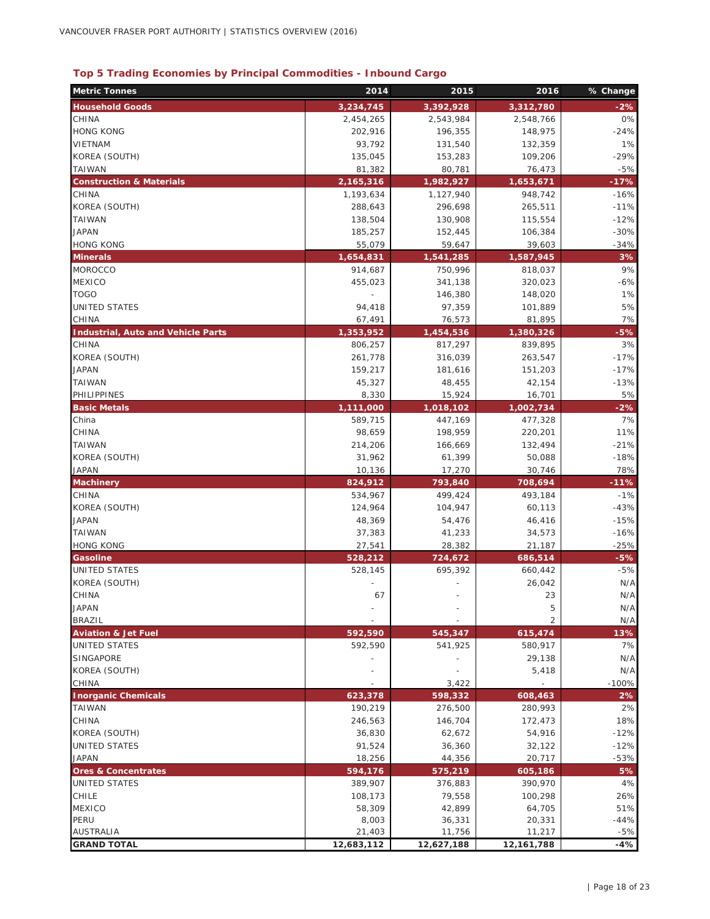## Top 5 Trading Economies by Principal Commodities - Inbound Cargo

| Metric Tonnes | 2014 | 2015 | 2016 | % Change |
|---|---|---|---|---|
| **Household Goods** | **3,234,745** | **3,392,928** | **3,312,780** | **-2%** |
| CHINA | 2,454,265 | 2,543,984 | 2,548,766 | 0% |
| HONG KONG | 202,916 | 196,355 | 148,975 | -24% |
| VIETNAM | 93,792 | 131,540 | 132,359 | 1% |
| KOREA (SOUTH) | 135,045 | 153,283 | 109,206 | -29% |
| TAIWAN | 81,382 | 80,781 | 76,473 | -5% |
| **Construction & Materials** | **2,165,316** | **1,982,927** | **1,653,671** | **-17%** |
| CHINA | 1,193,634 | 1,127,940 | 948,742 | -16% |
| KOREA (SOUTH) | 288,643 | 296,698 | 265,511 | -11% |
| TAIWAN | 138,504 | 130,908 | 115,554 | -12% |
| JAPAN | 185,257 | 152,445 | 106,384 | -30% |
| HONG KONG | 55,079 | 59,647 | 39,603 | -34% |
| **Minerals** | **1,654,831** | **1,541,285** | **1,587,945** | **3%** |
| MOROCCO | 914,687 | 750,996 | 818,037 | 9% |
| MEXICO | 455,023 | 341,138 | 320,023 | -6% |
| TOGO | - | 146,380 | 148,020 | 1% |
| UNITED STATES | 94,418 | 97,359 | 101,889 | 5% |
| CHINA | 67,491 | 76,573 | 81,895 | 7% |
| **Industrial, Auto and Vehicle Parts** | **1,353,952** | **1,454,536** | **1,380,326** | **-5%** |
| CHINA | 806,257 | 817,297 | 839,895 | 3% |
| KOREA (SOUTH) | 261,778 | 316,039 | 263,547 | -17% |
| JAPAN | 159,217 | 181,616 | 151,203 | -17% |
| TAIWAN | 45,327 | 48,455 | 42,154 | -13% |
| PHILIPPINES | 8,330 | 15,924 | 16,701 | 5% |
| **Basic Metals** | **1,111,000** | **1,018,102** | **1,002,734** | **-2%** |
| China | 589,715 | 447,169 | 477,328 | 7% |
| CHINA | 98,659 | 198,959 | 220,201 | 11% |
| TAIWAN | 214,206 | 166,669 | 132,494 | -21% |
| KOREA (SOUTH) | 31,962 | 61,399 | 50,088 | -18% |
| JAPAN | 10,136 | 17,270 | 30,746 | 78% |
| **Machinery** | **824,912** | **793,840** | **708,694** | **-11%** |
| CHINA | 534,967 | 499,424 | 493,184 | -1% |
| KOREA (SOUTH) | 124,964 | 104,947 | 60,113 | -43% |
| JAPAN | 48,369 | 54,476 | 46,416 | -15% |
| TAIWAN | 37,383 | 41,233 | 34,573 | -16% |
| HONG KONG | 27,541 | 28,382 | 21,187 | -25% |
| **Gasoline** | **528,212** | **724,672** | **686,514** | **-5%** |
| UNITED STATES | 528,145 | 695,392 | 660,442 | -5% |
| KOREA (SOUTH) | - | - | 26,042 | N/A |
| CHINA | 67 | - | 23 | N/A |
| JAPAN | - | - | 5 | N/A |
| BRAZIL | - | - | 2 | N/A |
| **Aviation & Jet Fuel** | **592,590** | **545,347** | **615,474** | **13%** |
| UNITED STATES | 592,590 | 541,925 | 580,917 | 7% |
| SINGAPORE | - | - | 29,138 | N/A |
| KOREA (SOUTH) | - | - | 5,418 | N/A |
| CHINA | - | 3,422 | - | -100% |
| **Inorganic Chemicals** | **623,378** | **598,332** | **608,463** | **2%** |
| TAIWAN | 190,219 | 276,500 | 280,993 | 2% |
| CHINA | 246,563 | 146,704 | 172,473 | 18% |
| KOREA (SOUTH) | 36,830 | 62,672 | 54,916 | -12% |
| UNITED STATES | 91,524 | 36,360 | 32,122 | -12% |
| JAPAN | 18,256 | 44,356 | 20,717 | -53% |
| **Ores & Concentrates** | **594,176** | **575,219** | **605,186** | **5%** |
| UNITED STATES | 389,907 | 376,883 | 390,970 | 4% |
| CHILE | 108,173 | 79,558 | 100,298 | 26% |
| MEXICO | 58,309 | 42,899 | 64,705 | 51% |
| PERU | 8,003 | 36,331 | 20,331 | -44% |
| AUSTRALIA | 21,403 | 11,756 | 11,217 | -5% |
| **GRAND TOTAL** | **12,683,112** | **12,627,188** | **12,161,788** | **-4%** |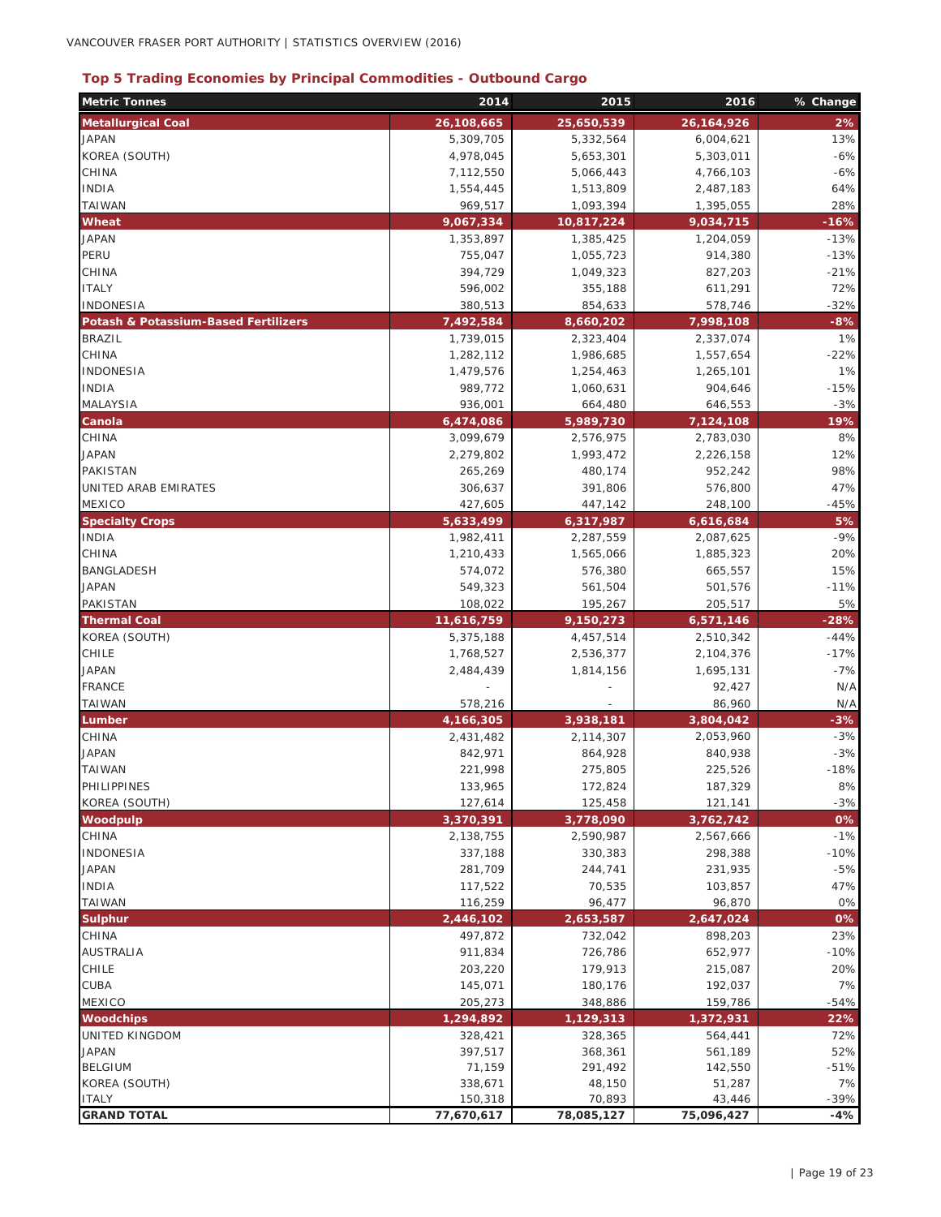## Top 5 Trading Economies by Principal Commodities - Outbound Cargo

| Metric Tonnes | 2014 | 2015 | 2016 | % Change |
|---|---|---|---|---|
| **Metallurgical Coal** | **26,108,665** | **25,650,539** | **26,164,926** | **2%** |
| JAPAN | 5,309,705 | 5,332,564 | 6,004,621 | 13% |
| KOREA (SOUTH) | 4,978,045 | 5,653,301 | 5,303,011 | -6% |
| CHINA | 7,112,550 | 5,066,443 | 4,766,103 | -6% |
| INDIA | 1,554,445 | 1,513,809 | 2,487,183 | 64% |
| TAIWAN | 969,517 | 1,093,394 | 1,395,055 | 28% |
| **Wheat** | **9,067,334** | **10,817,224** | **9,034,715** | **-16%** |
| JAPAN | 1,353,897 | 1,385,425 | 1,204,059 | -13% |
| PERU | 755,047 | 1,055,723 | 914,380 | -13% |
| CHINA | 394,729 | 1,049,323 | 827,203 | -21% |
| ITALY | 596,002 | 355,188 | 611,291 | 72% |
| INDONESIA | 380,513 | 854,633 | 578,746 | -32% |
| **Potash & Potassium-Based Fertilizers** | **7,492,584** | **8,660,202** | **7,998,108** | **-8%** |
| BRAZIL | 1,739,015 | 2,323,404 | 2,337,074 | 1% |
| CHINA | 1,282,112 | 1,986,685 | 1,557,654 | -22% |
| INDONESIA | 1,479,576 | 1,254,463 | 1,265,101 | 1% |
| INDIA | 989,772 | 1,060,631 | 904,646 | -15% |
| MALAYSIA | 936,001 | 664,480 | 646,553 | -3% |
| **Canola** | **6,474,086** | **5,989,730** | **7,124,108** | **19%** |
| CHINA | 3,099,679 | 2,576,975 | 2,783,030 | 8% |
| JAPAN | 2,279,802 | 1,993,472 | 2,226,158 | 12% |
| PAKISTAN | 265,269 | 480,174 | 952,242 | 98% |
| UNITED ARAB EMIRATES | 306,637 | 391,806 | 576,800 | 47% |
| MEXICO | 427,605 | 447,142 | 248,100 | -45% |
| **Specialty Crops** | **5,633,499** | **6,317,987** | **6,616,684** | **5%** |
| INDIA | 1,982,411 | 2,287,559 | 2,087,625 | -9% |
| CHINA | 1,210,433 | 1,565,066 | 1,885,323 | 20% |
| BANGLADESH | 574,072 | 576,380 | 665,557 | 15% |
| JAPAN | 549,323 | 561,504 | 501,576 | -11% |
| PAKISTAN | 108,022 | 195,267 | 205,517 | 5% |
| **Thermal Coal** | **11,616,759** | **9,150,273** | **6,571,146** | **-28%** |
| KOREA (SOUTH) | 5,375,188 | 4,457,514 | 2,510,342 | -44% |
| CHILE | 1,768,527 | 2,536,377 | 2,104,376 | -17% |
| JAPAN | 2,484,439 | 1,814,156 | 1,695,131 | -7% |
| FRANCE | - | - | 92,427 | N/A |
| TAIWAN | 578,216 | - | 86,960 | N/A |
| **Lumber** | **4,166,305** | **3,938,181** | **3,804,042** | **-3%** |
| CHINA | 2,431,482 | 2,114,307 | 2,053,960 | -3% |
| JAPAN | 842,971 | 864,928 | 840,938 | -3% |
| TAIWAN | 221,998 | 275,805 | 225,526 | -18% |
| PHILIPPINES | 133,965 | 172,824 | 187,329 | 8% |
| KOREA (SOUTH) | 127,614 | 125,458 | 121,141 | -3% |
| **Woodpulp** | **3,370,391** | **3,778,090** | **3,762,742** | **0%** |
| CHINA | 2,138,755 | 2,590,987 | 2,567,666 | -1% |
| INDONESIA | 337,188 | 330,383 | 298,388 | -10% |
| JAPAN | 281,709 | 244,741 | 231,935 | -5% |
| INDIA | 117,522 | 70,535 | 103,857 | 47% |
| TAIWAN | 116,259 | 96,477 | 96,870 | 0% |
| **Sulphur** | **2,446,102** | **2,653,587** | **2,647,024** | **0%** |
| CHINA | 497,872 | 732,042 | 898,203 | 23% |
| AUSTRALIA | 911,834 | 726,786 | 652,977 | -10% |
| CHILE | 203,220 | 179,913 | 215,087 | 20% |
| CUBA | 145,071 | 180,176 | 192,037 | 7% |
| MEXICO | 205,273 | 348,886 | 159,786 | -54% |
| **Woodchips** | **1,294,892** | **1,129,313** | **1,372,931** | **22%** |
| UNITED KINGDOM | 328,421 | 328,365 | 564,441 | 72% |
| JAPAN | 397,517 | 368,361 | 561,189 | 52% |
| BELGIUM | 71,159 | 291,492 | 142,550 | -51% |
| KOREA (SOUTH) | 338,671 | 48,150 | 51,287 | 7% |
| ITALY | 150,318 | 70,893 | 43,446 | -39% |
| **GRAND TOTAL** | **77,670,617** | **78,085,127** | **75,096,427** | **-4%** |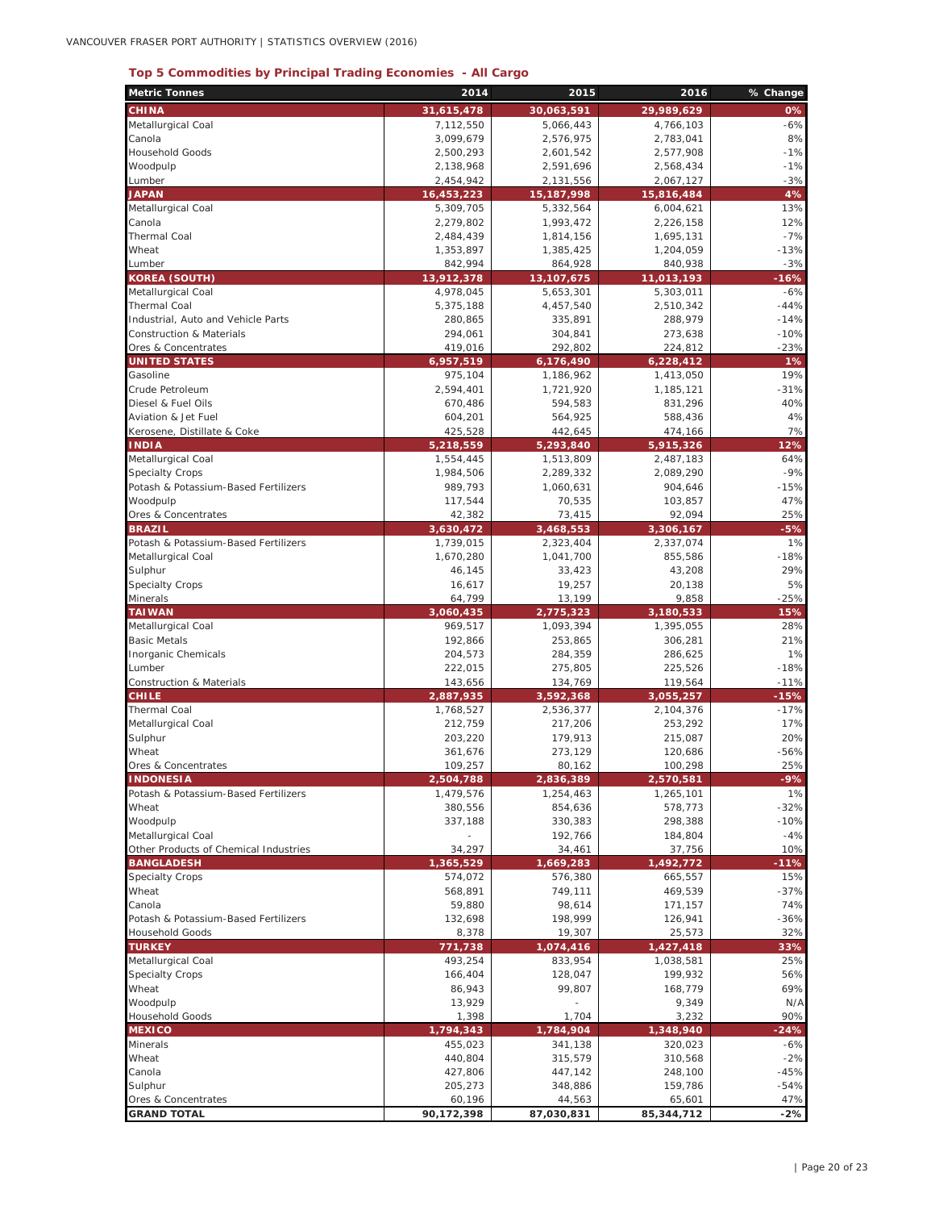### Top 5 Commodities by Principal Trading Economies - All Cargo

| Metric Tonnes | 2014 | 2015 | 2016 | % Change |
|---|---|---|---|---|
| **CHINA** | **31,615,478** | **30,063,591** | **29,989,629** | **0%** |
| Metallurgical Coal | 7,112,550 | 5,066,443 | 4,766,103 | -6% |
| Canola | 3,099,679 | 2,576,975 | 2,783,041 | 8% |
| Household Goods | 2,500,293 | 2,601,542 | 2,577,908 | -1% |
| Woodpulp | 2,138,968 | 2,591,696 | 2,568,434 | -1% |
| Lumber | 2,454,942 | 2,131,556 | 2,067,127 | -3% |
| **JAPAN** | **16,453,223** | **15,187,998** | **15,816,484** | **4%** |
| Metallurgical Coal | 5,309,705 | 5,332,564 | 6,004,621 | 13% |
| Canola | 2,279,802 | 1,993,472 | 2,226,158 | 12% |
| Thermal Coal | 2,484,439 | 1,814,156 | 1,695,131 | -7% |
| Wheat | 1,353,897 | 1,385,425 | 1,204,059 | -13% |
| Lumber | 842,994 | 864,928 | 840,938 | -3% |
| **KOREA (SOUTH)** | **13,912,378** | **13,107,675** | **11,013,193** | **-16%** |
| Metallurgical Coal | 4,978,045 | 5,653,301 | 5,303,011 | -6% |
| Thermal Coal | 5,375,188 | 4,457,540 | 2,510,342 | -44% |
| Industrial, Auto and Vehicle Parts | 280,865 | 335,891 | 288,979 | -14% |
| Construction & Materials | 294,061 | 304,841 | 273,638 | -10% |
| Ores & Concentrates | 419,016 | 292,802 | 224,812 | -23% |
| **UNITED STATES** | **6,957,519** | **6,176,490** | **6,228,412** | **1%** |
| Gasoline | 975,104 | 1,186,962 | 1,413,050 | 19% |
| Crude Petroleum | 2,594,401 | 1,721,920 | 1,185,121 | -31% |
| Diesel & Fuel Oils | 670,486 | 594,583 | 831,296 | 40% |
| Aviation & Jet Fuel | 604,201 | 564,925 | 588,436 | 4% |
| Kerosene, Distillate & Coke | 425,528 | 442,645 | 474,166 | 7% |
| **INDIA** | **5,218,559** | **5,293,840** | **5,915,326** | **12%** |
| Metallurgical Coal | 1,554,445 | 1,513,809 | 2,487,183 | 64% |
| Specialty Crops | 1,984,506 | 2,289,332 | 2,089,290 | -9% |
| Potash & Potassium-Based Fertilizers | 989,793 | 1,060,631 | 904,646 | -15% |
| Woodpulp | 117,544 | 70,535 | 103,857 | 47% |
| Ores & Concentrates | 42,382 | 73,415 | 92,094 | 25% |
| **BRAZIL** | **3,630,472** | **3,468,553** | **3,306,167** | **-5%** |
| Potash & Potassium-Based Fertilizers | 1,739,015 | 2,323,404 | 2,337,074 | 1% |
| Metallurgical Coal | 1,670,280 | 1,041,700 | 855,586 | -18% |
| Sulphur | 46,145 | 33,423 | 43,208 | 29% |
| Specialty Crops | 16,617 | 19,257 | 20,138 | 5% |
| Minerals | 64,799 | 13,199 | 9,858 | -25% |
| **TAIWAN** | **3,060,435** | **2,775,323** | **3,180,533** | **15%** |
| Metallurgical Coal | 969,517 | 1,093,394 | 1,395,055 | 28% |
| Basic Metals | 192,866 | 253,865 | 306,281 | 21% |
| Inorganic Chemicals | 204,573 | 284,359 | 286,625 | 1% |
| Lumber | 222,015 | 275,805 | 225,526 | -18% |
| Construction & Materials | 143,656 | 134,769 | 119,564 | -11% |
| **CHILE** | **2,887,935** | **3,592,368** | **3,055,257** | **-15%** |
| Thermal Coal | 1,768,527 | 2,536,377 | 2,104,376 | -17% |
| Metallurgical Coal | 212,759 | 217,206 | 253,292 | 17% |
| Sulphur | 203,220 | 179,913 | 215,087 | 20% |
| Wheat | 361,676 | 273,129 | 120,686 | -56% |
| Ores & Concentrates | 109,257 | 80,162 | 100,298 | 25% |
| **INDONESIA** | **2,504,788** | **2,836,389** | **2,570,581** | **-9%** |
| Potash & Potassium-Based Fertilizers | 1,479,576 | 1,254,463 | 1,265,101 | 1% |
| Wheat | 380,556 | 854,636 | 578,773 | -32% |
| Woodpulp | 337,188 | 330,383 | 298,388 | -10% |
| Metallurgical Coal | - | 192,766 | 184,804 | -4% |
| Other Products of Chemical Industries | 34,297 | 34,461 | 37,756 | 10% |
| **BANGLADESH** | **1,365,529** | **1,669,283** | **1,492,772** | **-11%** |
| Specialty Crops | 574,072 | 576,380 | 665,557 | 15% |
| Wheat | 568,891 | 749,111 | 469,539 | -37% |
| Canola | 59,880 | 98,614 | 171,157 | 74% |
| Potash & Potassium-Based Fertilizers | 132,698 | 198,999 | 126,941 | -36% |
| Household Goods | 8,378 | 19,307 | 25,573 | 32% |
| **TURKEY** | **771,738** | **1,074,416** | **1,427,418** | **33%** |
| Metallurgical Coal | 493,254 | 833,954 | 1,038,581 | 25% |
| Specialty Crops | 166,404 | 128,047 | 199,932 | 56% |
| Wheat | 86,943 | 99,807 | 168,779 | 69% |
| Woodpulp | 13,929 | - | 9,349 | N/A |
| Household Goods | 1,398 | 1,704 | 3,232 | 90% |
| **MEXICO** | **1,794,343** | **1,784,904** | **1,348,940** | **-24%** |
| Minerals | 455,023 | 341,138 | 320,023 | -6% |
| Wheat | 440,804 | 315,579 | 310,568 | -2% |
| Canola | 427,806 | 447,142 | 248,100 | -45% |
| Sulphur | 205,273 | 348,886 | 159,786 | -54% |
| Ores & Concentrates | 60,196 | 44,563 | 65,601 | 47% |
| **GRAND TOTAL** | **90,172,398** | **87,030,831** | **85,344,712** | **-2%** |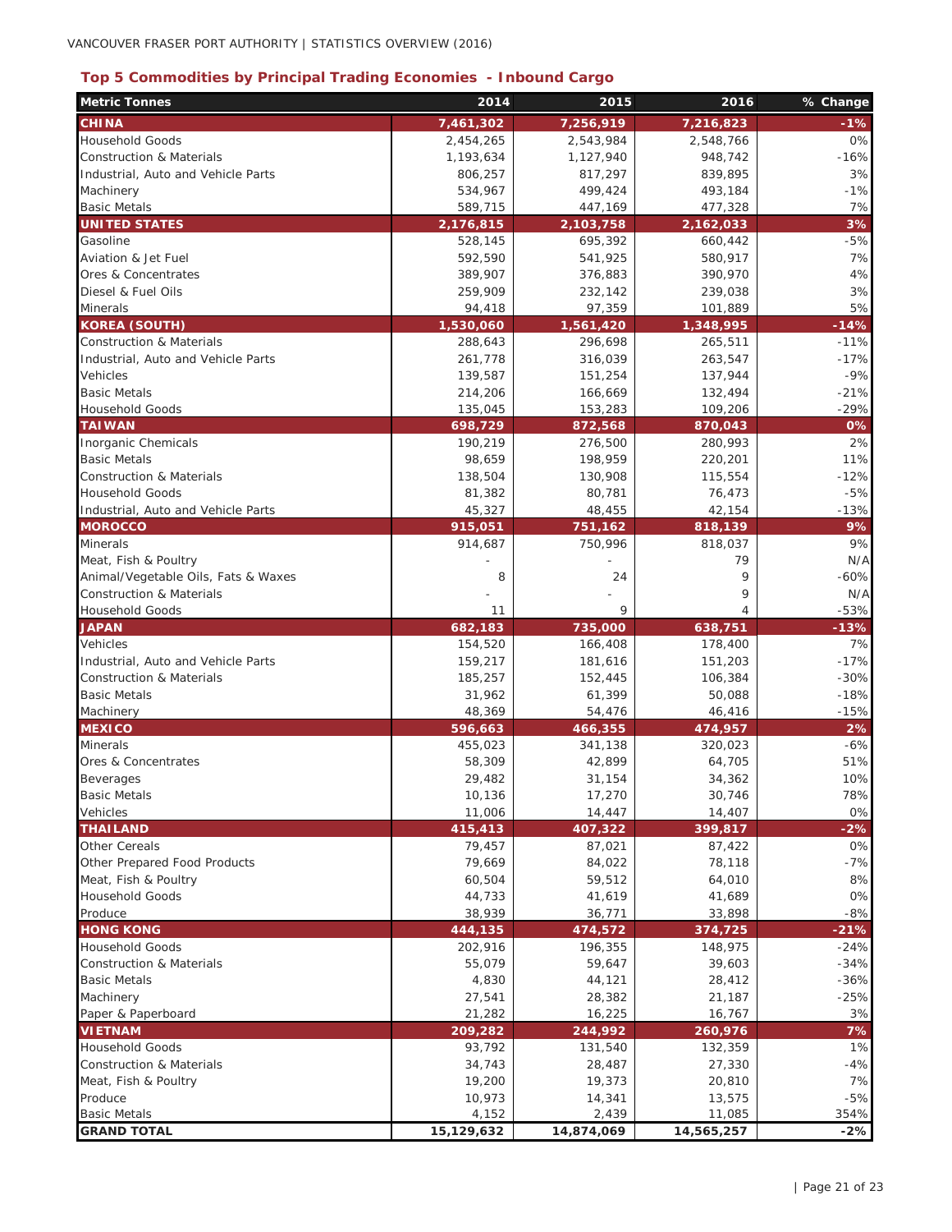## Top 5 Commodities by Principal Trading Economies - Inbound Cargo

| Metric Tonnes | 2014 | 2015 | 2016 | % Change |
|---|---|---|---|---|
| **CHINA** | **7,461,302** | **7,256,919** | **7,216,823** | **-1%** |
| Household Goods | 2,454,265 | 2,543,984 | 2,548,766 | 0% |
| Construction & Materials | 1,193,634 | 1,127,940 | 948,742 | -16% |
| Industrial, Auto and Vehicle Parts | 806,257 | 817,297 | 839,895 | 3% |
| Machinery | 534,967 | 499,424 | 493,184 | -1% |
| Basic Metals | 589,715 | 447,169 | 477,328 | 7% |
| **UNITED STATES** | **2,176,815** | **2,103,758** | **2,162,033** | **3%** |
| Gasoline | 528,145 | 695,392 | 660,442 | -5% |
| Aviation & Jet Fuel | 592,590 | 541,925 | 580,917 | 7% |
| Ores & Concentrates | 389,907 | 376,883 | 390,970 | 4% |
| Diesel & Fuel Oils | 259,909 | 232,142 | 239,038 | 3% |
| Minerals | 94,418 | 97,359 | 101,889 | 5% |
| **KOREA (SOUTH)** | **1,530,060** | **1,561,420** | **1,348,995** | **-14%** |
| Construction & Materials | 288,643 | 296,698 | 265,511 | -11% |
| Industrial, Auto and Vehicle Parts | 261,778 | 316,039 | 263,547 | -17% |
| Vehicles | 139,587 | 151,254 | 137,944 | -9% |
| Basic Metals | 214,206 | 166,669 | 132,494 | -21% |
| Household Goods | 135,045 | 153,283 | 109,206 | -29% |
| **TAIWAN** | **698,729** | **872,568** | **870,043** | **0%** |
| Inorganic Chemicals | 190,219 | 276,500 | 280,993 | 2% |
| Basic Metals | 98,659 | 198,959 | 220,201 | 11% |
| Construction & Materials | 138,504 | 130,908 | 115,554 | -12% |
| Household Goods | 81,382 | 80,781 | 76,473 | -5% |
| Industrial, Auto and Vehicle Parts | 45,327 | 48,455 | 42,154 | -13% |
| **MOROCCO** | **915,051** | **751,162** | **818,139** | **9%** |
| Minerals | 914,687 | 750,996 | 818,037 | 9% |
| Meat, Fish & Poultry | - | - | 79 | N/A |
| Animal/Vegetable Oils, Fats & Waxes | 8 | 24 | 9 | -60% |
| Construction & Materials | - | - | 9 | N/A |
| Household Goods | 11 | 9 | 4 | -53% |
| **JAPAN** | **682,183** | **735,000** | **638,751** | **-13%** |
| Vehicles | 154,520 | 166,408 | 178,400 | 7% |
| Industrial, Auto and Vehicle Parts | 159,217 | 181,616 | 151,203 | -17% |
| Construction & Materials | 185,257 | 152,445 | 106,384 | -30% |
| Basic Metals | 31,962 | 61,399 | 50,088 | -18% |
| Machinery | 48,369 | 54,476 | 46,416 | -15% |
| **MEXICO** | **596,663** | **466,355** | **474,957** | **2%** |
| Minerals | 455,023 | 341,138 | 320,023 | -6% |
| Ores & Concentrates | 58,309 | 42,899 | 64,705 | 51% |
| Beverages | 29,482 | 31,154 | 34,362 | 10% |
| Basic Metals | 10,136 | 17,270 | 30,746 | 78% |
| Vehicles | 11,006 | 14,447 | 14,407 | 0% |
| **THAILAND** | **415,413** | **407,322** | **399,817** | **-2%** |
| Other Cereals | 79,457 | 87,021 | 87,422 | 0% |
| Other Prepared Food Products | 79,669 | 84,022 | 78,118 | -7% |
| Meat, Fish & Poultry | 60,504 | 59,512 | 64,010 | 8% |
| Household Goods | 44,733 | 41,619 | 41,689 | 0% |
| Produce | 38,939 | 36,771 | 33,898 | -8% |
| **HONG KONG** | **444,135** | **474,572** | **374,725** | **-21%** |
| Household Goods | 202,916 | 196,355 | 148,975 | -24% |
| Construction & Materials | 55,079 | 59,647 | 39,603 | -34% |
| Basic Metals | 4,830 | 44,121 | 28,412 | -36% |
| Machinery | 27,541 | 28,382 | 21,187 | -25% |
| Paper & Paperboard | 21,282 | 16,225 | 16,767 | 3% |
| **VIETNAM** | **209,282** | **244,992** | **260,976** | **7%** |
| Household Goods | 93,792 | 131,540 | 132,359 | 1% |
| Construction & Materials | 34,743 | 28,487 | 27,330 | -4% |
| Meat, Fish & Poultry | 19,200 | 19,373 | 20,810 | 7% |
| Produce | 10,973 | 14,341 | 13,575 | -5% |
| Basic Metals | 4,152 | 2,439 | 11,085 | 354% |
| **GRAND TOTAL** | **15,129,632** | **14,874,069** | **14,565,257** | **-2%** |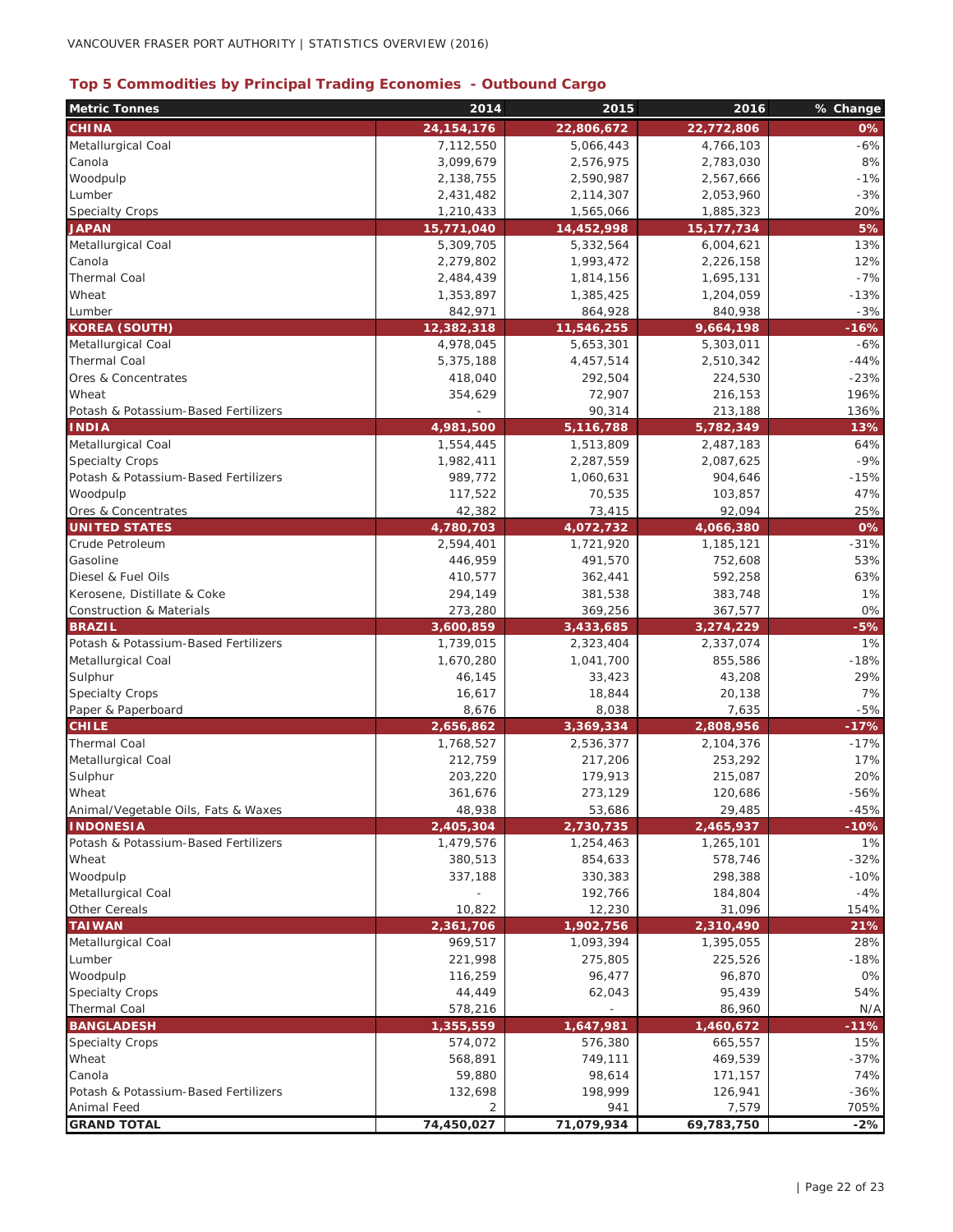## Top 5 Commodities by Principal Trading Economies - Outbound Cargo

| Metric Tonnes | 2014 | 2015 | 2016 | % Change |
|---|---|---|---|---|
| **CHINA** | **24,154,176** | **22,806,672** | **22,772,806** | **0%** |
| Metallurgical Coal | 7,112,550 | 5,066,443 | 4,766,103 | -6% |
| Canola | 3,099,679 | 2,576,975 | 2,783,030 | 8% |
| Woodpulp | 2,138,755 | 2,590,987 | 2,567,666 | -1% |
| Lumber | 2,431,482 | 2,114,307 | 2,053,960 | -3% |
| Specialty Crops | 1,210,433 | 1,565,066 | 1,885,323 | 20% |
| **JAPAN** | **15,771,040** | **14,452,998** | **15,177,734** | **5%** |
| Metallurgical Coal | 5,309,705 | 5,332,564 | 6,004,621 | 13% |
| Canola | 2,279,802 | 1,993,472 | 2,226,158 | 12% |
| Thermal Coal | 2,484,439 | 1,814,156 | 1,695,131 | -7% |
| Wheat | 1,353,897 | 1,385,425 | 1,204,059 | -13% |
| Lumber | 842,971 | 864,928 | 840,938 | -3% |
| **KOREA (SOUTH)** | **12,382,318** | **11,546,255** | **9,664,198** | **-16%** |
| Metallurgical Coal | 4,978,045 | 5,653,301 | 5,303,011 | -6% |
| Thermal Coal | 5,375,188 | 4,457,514 | 2,510,342 | -44% |
| Ores & Concentrates | 418,040 | 292,504 | 224,530 | -23% |
| Wheat | 354,629 | 72,907 | 216,153 | 196% |
| Potash & Potassium-Based Fertilizers | - | 90,314 | 213,188 | 136% |
| **INDIA** | **4,981,500** | **5,116,788** | **5,782,349** | **13%** |
| Metallurgical Coal | 1,554,445 | 1,513,809 | 2,487,183 | 64% |
| Specialty Crops | 1,982,411 | 2,287,559 | 2,087,625 | -9% |
| Potash & Potassium-Based Fertilizers | 989,772 | 1,060,631 | 904,646 | -15% |
| Woodpulp | 117,522 | 70,535 | 103,857 | 47% |
| Ores & Concentrates | 42,382 | 73,415 | 92,094 | 25% |
| **UNITED STATES** | **4,780,703** | **4,072,732** | **4,066,380** | **0%** |
| Crude Petroleum | 2,594,401 | 1,721,920 | 1,185,121 | -31% |
| Gasoline | 446,959 | 491,570 | 752,608 | 53% |
| Diesel & Fuel Oils | 410,577 | 362,441 | 592,258 | 63% |
| Kerosene, Distillate & Coke | 294,149 | 381,538 | 383,748 | 1% |
| Construction & Materials | 273,280 | 369,256 | 367,577 | 0% |
| **BRAZIL** | **3,600,859** | **3,433,685** | **3,274,229** | **-5%** |
| Potash & Potassium-Based Fertilizers | 1,739,015 | 2,323,404 | 2,337,074 | 1% |
| Metallurgical Coal | 1,670,280 | 1,041,700 | 855,586 | -18% |
| Sulphur | 46,145 | 33,423 | 43,208 | 29% |
| Specialty Crops | 16,617 | 18,844 | 20,138 | 7% |
| Paper & Paperboard | 8,676 | 8,038 | 7,635 | -5% |
| **CHILE** | **2,656,862** | **3,369,334** | **2,808,956** | **-17%** |
| Thermal Coal | 1,768,527 | 2,536,377 | 2,104,376 | -17% |
| Metallurgical Coal | 212,759 | 217,206 | 253,292 | 17% |
| Sulphur | 203,220 | 179,913 | 215,087 | 20% |
| Wheat | 361,676 | 273,129 | 120,686 | -56% |
| Animal/Vegetable Oils, Fats & Waxes | 48,938 | 53,686 | 29,485 | -45% |
| **INDONESIA** | **2,405,304** | **2,730,735** | **2,465,937** | **-10%** |
| Potash & Potassium-Based Fertilizers | 1,479,576 | 1,254,463 | 1,265,101 | 1% |
| Wheat | 380,513 | 854,633 | 578,746 | -32% |
| Woodpulp | 337,188 | 330,383 | 298,388 | -10% |
| Metallurgical Coal | - | 192,766 | 184,804 | -4% |
| Other Cereals | 10,822 | 12,230 | 31,096 | 154% |
| **TAIWAN** | **2,361,706** | **1,902,756** | **2,310,490** | **21%** |
| Metallurgical Coal | 969,517 | 1,093,394 | 1,395,055 | 28% |
| Lumber | 221,998 | 275,805 | 225,526 | -18% |
| Woodpulp | 116,259 | 96,477 | 96,870 | 0% |
| Specialty Crops | 44,449 | 62,043 | 95,439 | 54% |
| Thermal Coal | 578,216 | - | 86,960 | N/A |
| **BANGLADESH** | **1,355,559** | **1,647,981** | **1,460,672** | **-11%** |
| Specialty Crops | 574,072 | 576,380 | 665,557 | 15% |
| Wheat | 568,891 | 749,111 | 469,539 | -37% |
| Canola | 59,880 | 98,614 | 171,157 | 74% |
| Potash & Potassium-Based Fertilizers | 132,698 | 198,999 | 126,941 | -36% |
| Animal Feed | 2 | 941 | 7,579 | 705% |
| **GRAND TOTAL** | **74,450,027** | **71,079,934** | **69,783,750** | **-2%** |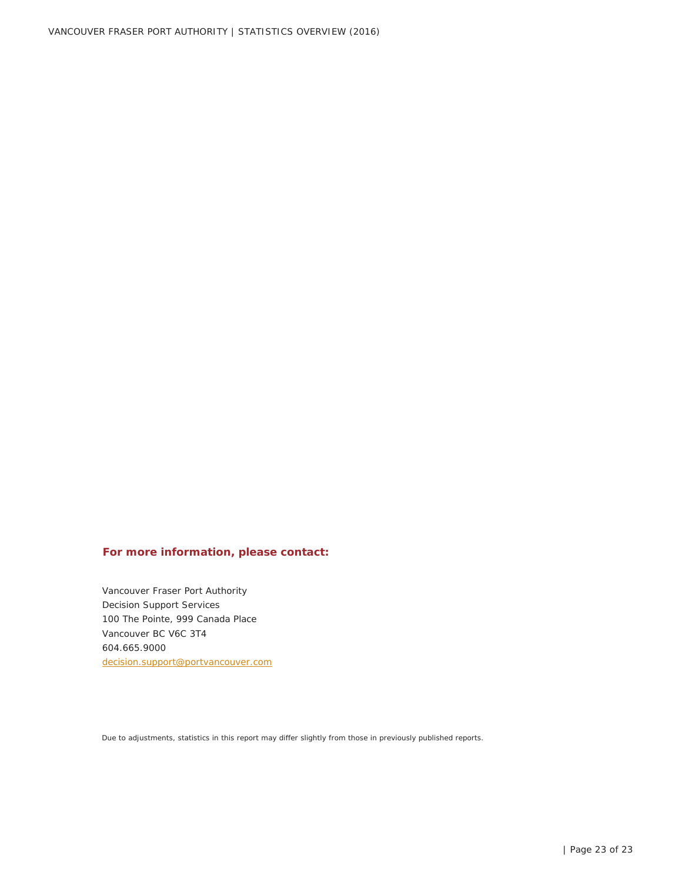**For more information, please contact:**

Vancouver Fraser Port Authority
Decision Support Services
100 The Pointe, 999 Canada Place
Vancouver BC V6C 3T4
604.665.9000
decision.support@portvancouver.com

Due to adjustments, statistics in this report may differ slightly from those in previously published reports.